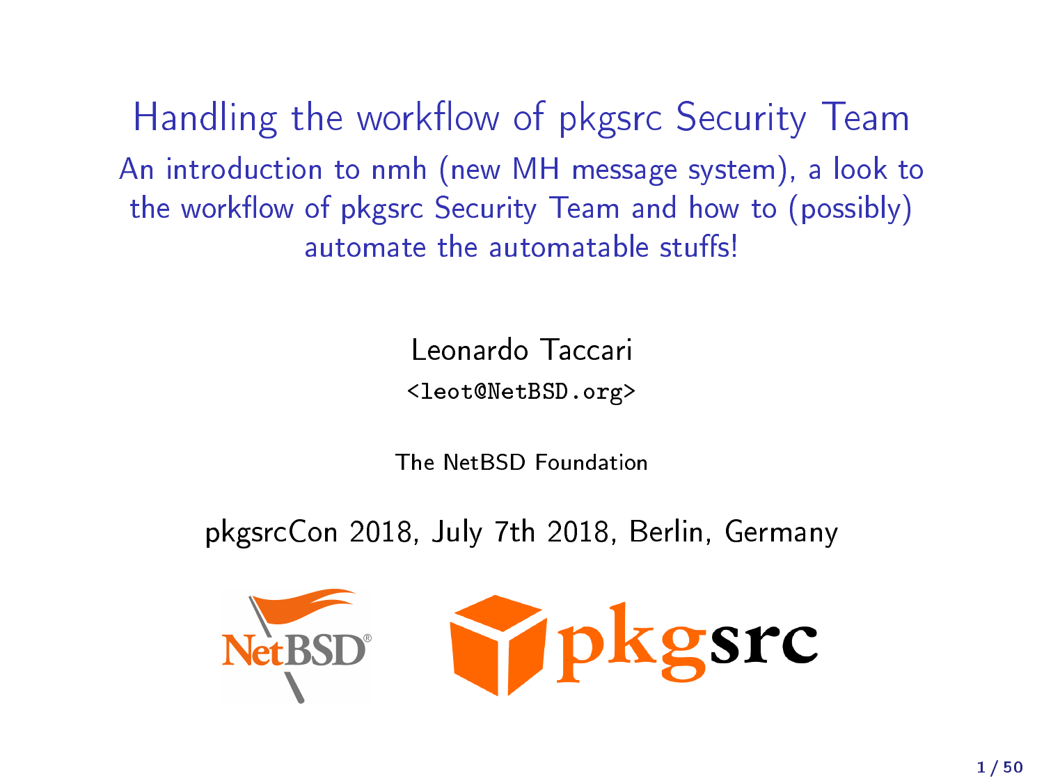# Handling the workflow of pkgsrc Security Team

## An introduction to nmh (new MH message system), a look to the workflow of pkgsrc Security Team and how to (possibly) automate the automatable stuffs!

Leonardo Taccari

`<leot@NetBSD.org>`

The NetBSD Foundation

pkgsrcCon 2018, July 7th 2018, Berlin, Germany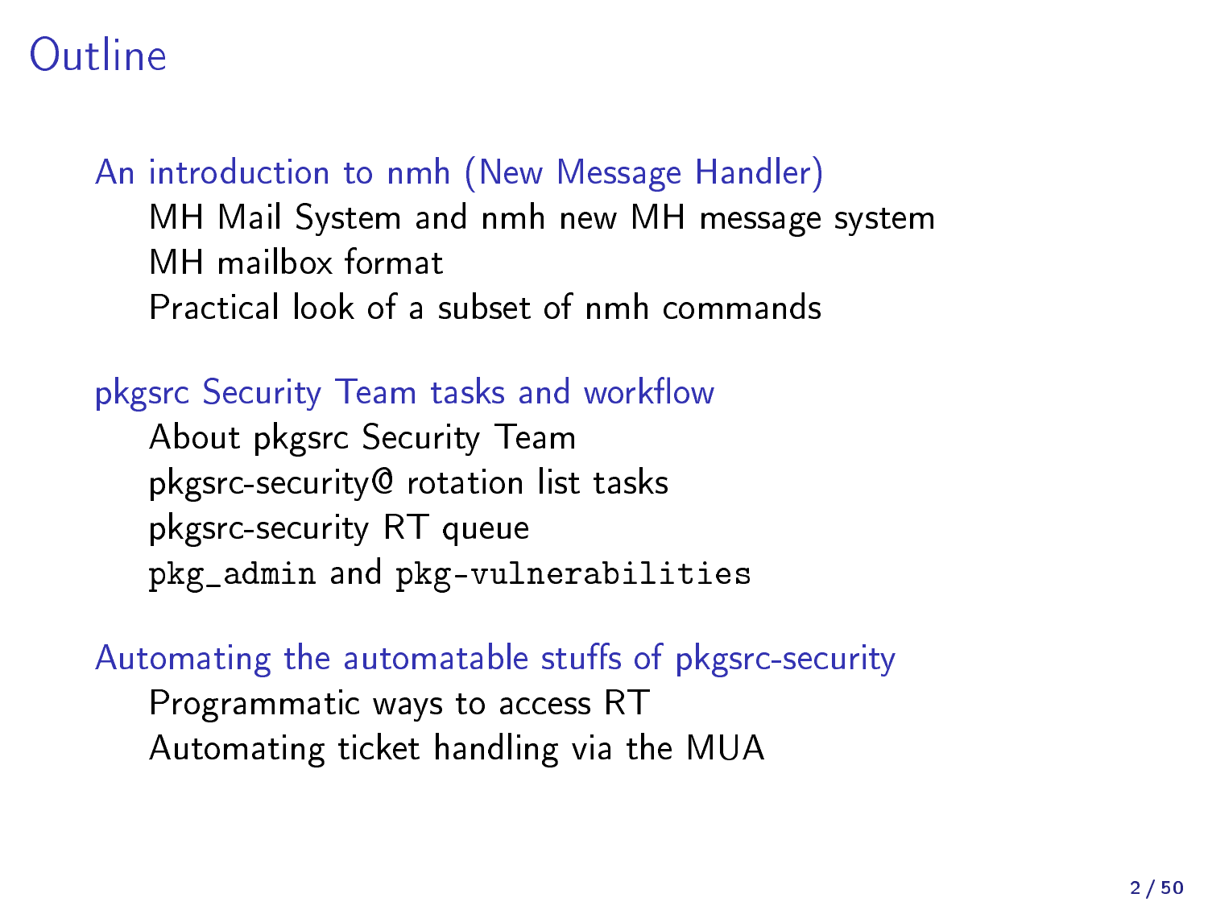# Outline

- An introduction to nmh (New Message Handler)
  - MH Mail System and nmh new MH message system
  - MH mailbox format
  - Practical look of a subset of nmh commands
- pkgsrc Security Team tasks and workflow
  - About pkgsrc Security Team
  - pkgsrc-security@ rotation list tasks
  - pkgsrc-security RT queue
  - `pkg_admin` and `pkg-vulnerabilities`
- Automating the automatable stuffs of pkgsrc-security
  - Programmatic ways to access RT
  - Automating ticket handling via the MUA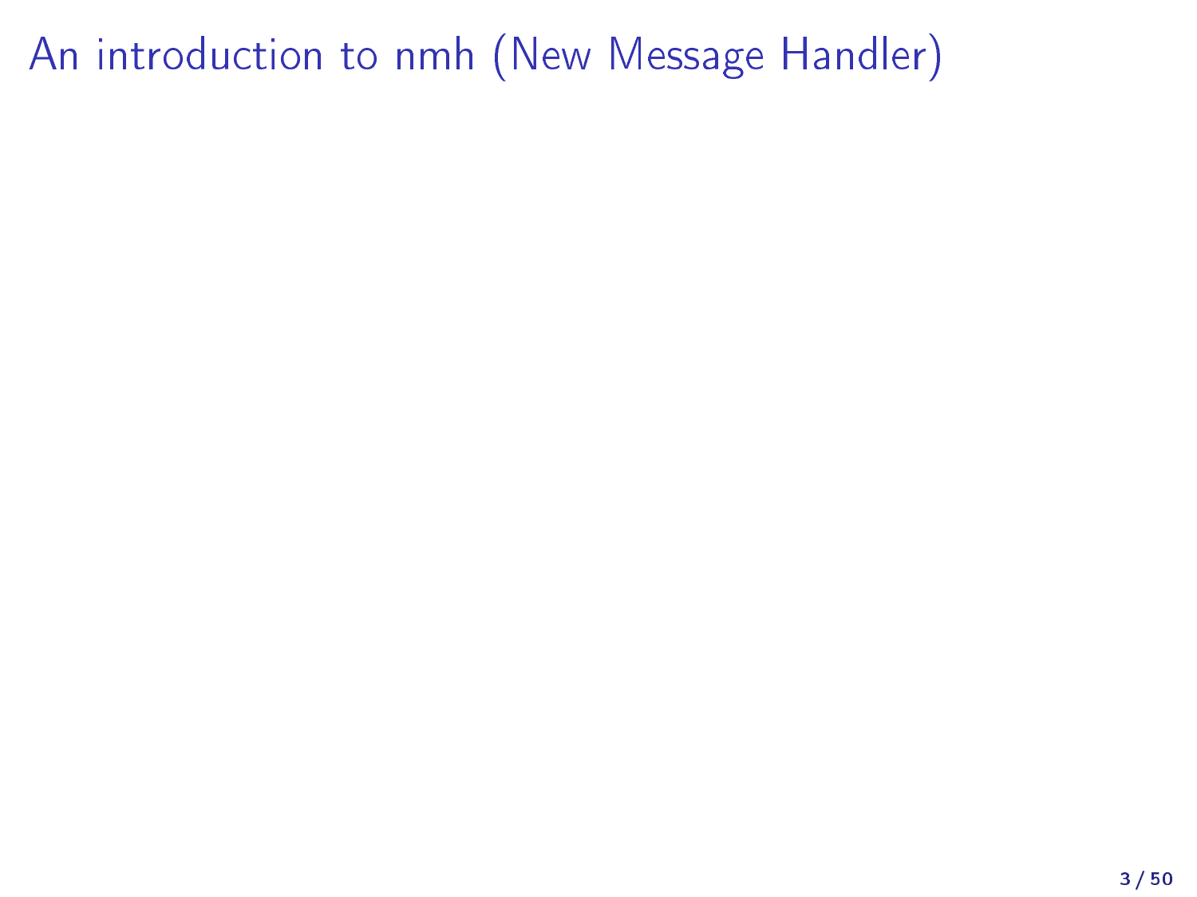# An introduction to nmh (New Message Handler)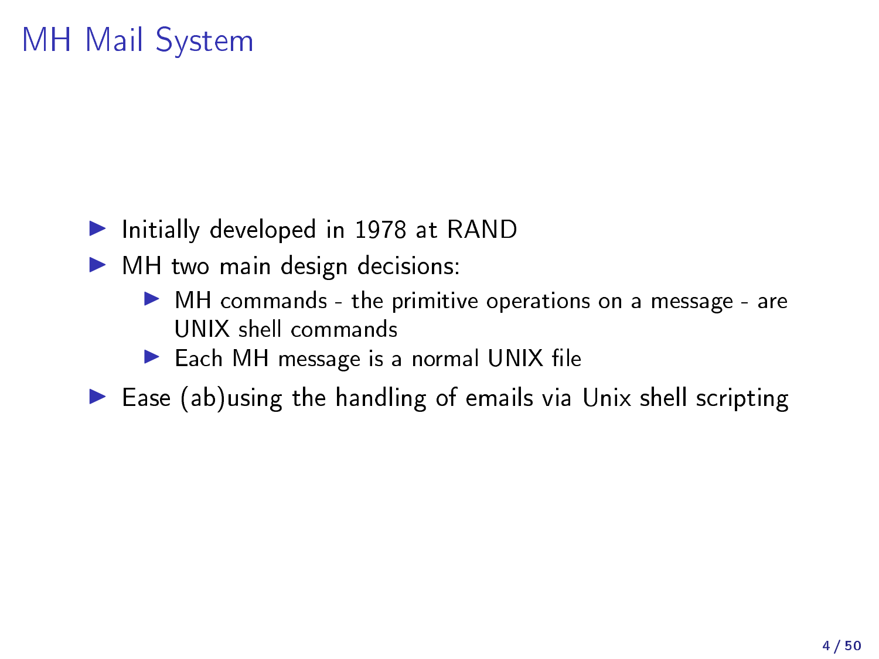# MH Mail System

- Initially developed in 1978 at RAND
- MH two main design decisions:
  - MH commands - the primitive operations on a message - are UNIX shell commands
  - Each MH message is a normal UNIX file
- Ease (ab)using the handling of emails via Unix shell scripting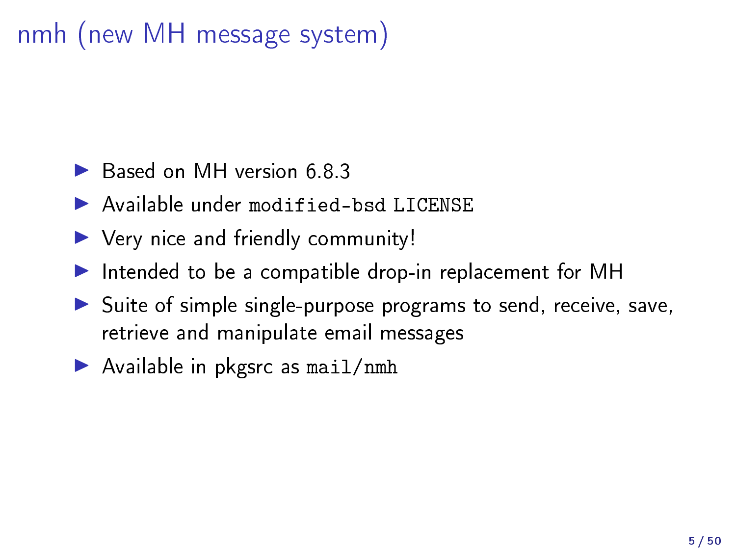# nmh (new MH message system)

- Based on MH version 6.8.3
- Available under `modified-bsd` `LICENSE`
- Very nice and friendly community!
- Intended to be a compatible drop-in replacement for MH
- Suite of simple single-purpose programs to send, receive, save, retrieve and manipulate email messages
- Available in pkgsrc as `mail/nmh`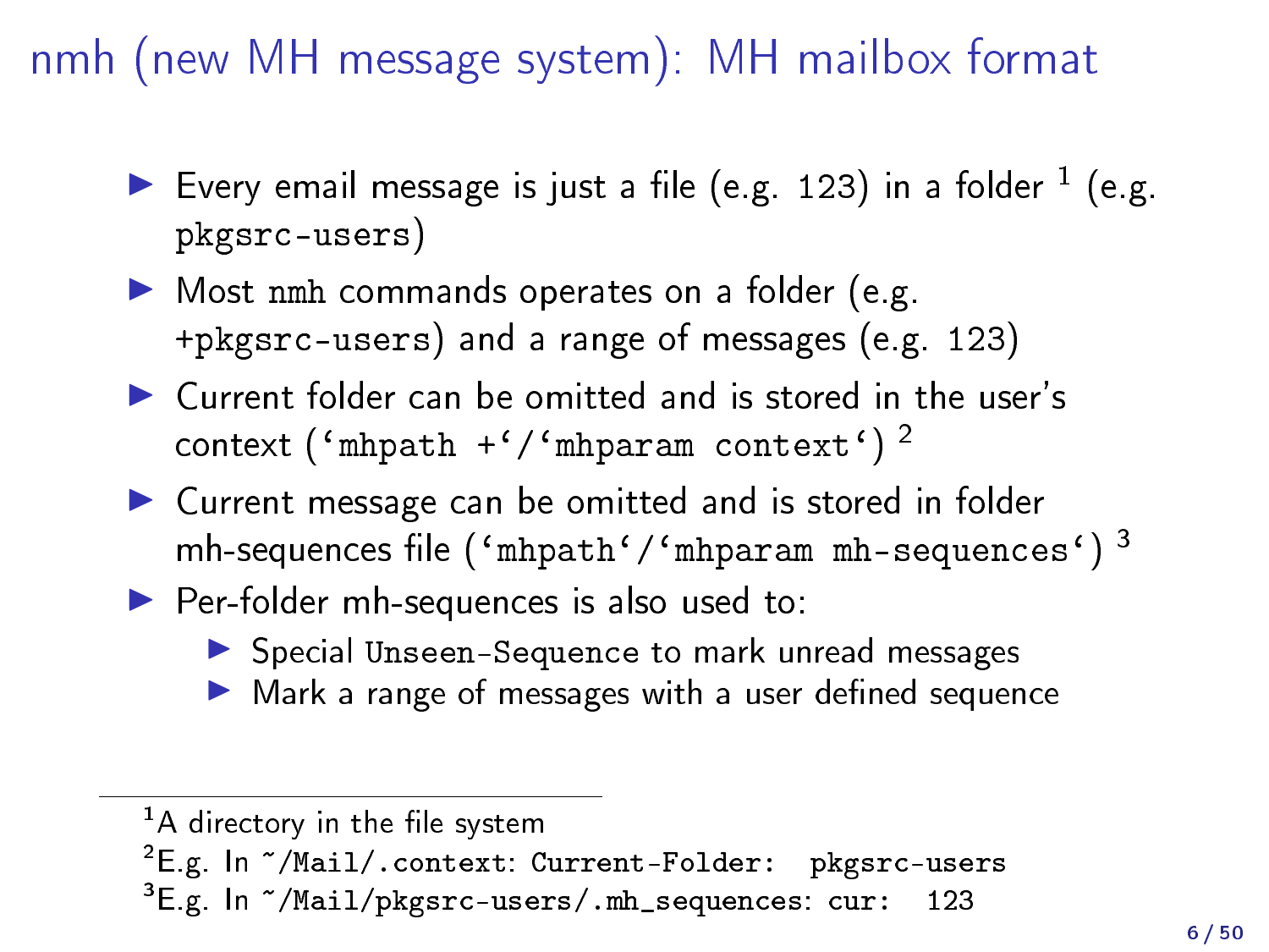# nmh (new MH message system): MH mailbox format

- Every email message is just a file (e.g. `123`) in a folder [1] (e.g. `pkgsrc-users`)
- Most `nmh` commands operates on a folder (e.g. `+pkgsrc-users`) and a range of messages (e.g. `123`)
- Current folder can be omitted and is stored in the user's context (`` `mhpath +`/`mhparam context` ``) [2]
- Current message can be omitted and is stored in folder mh-sequences file (`` `mhpath`/`mhparam mh-sequences` ``) [3]
- Per-folder mh-sequences is also used to:
  - Special `Unseen-Sequence` to mark unread messages
  - Mark a range of messages with a user defined sequence

---

[1] A directory in the file system

[2] E.g. In `~/Mail/.context`: `Current-Folder:  pkgsrc-users`

[3] E.g. In `~/Mail/pkgsrc-users/.mh_sequences`: `cur:  123`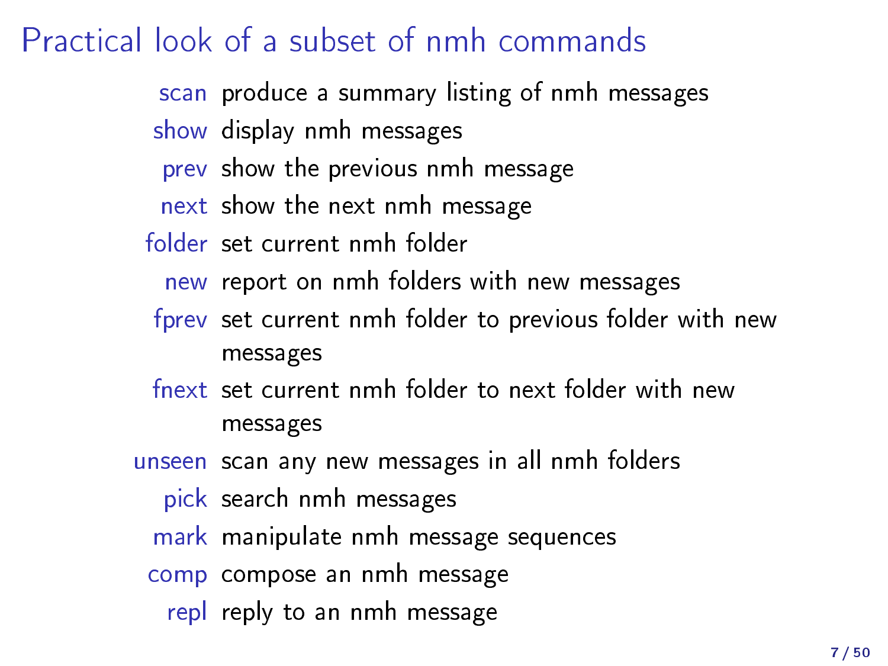# Practical look of a subset of nmh commands

**scan** produce a summary listing of nmh messages

**show** display nmh messages

**prev** show the previous nmh message

**next** show the next nmh message

**folder** set current nmh folder

**new** report on nmh folders with new messages

**fprev** set current nmh folder to previous folder with new messages

**fnext** set current nmh folder to next folder with new messages

**unseen** scan any new messages in all nmh folders

**pick** search nmh messages

**mark** manipulate nmh message sequences

**comp** compose an nmh message

**repl** reply to an nmh message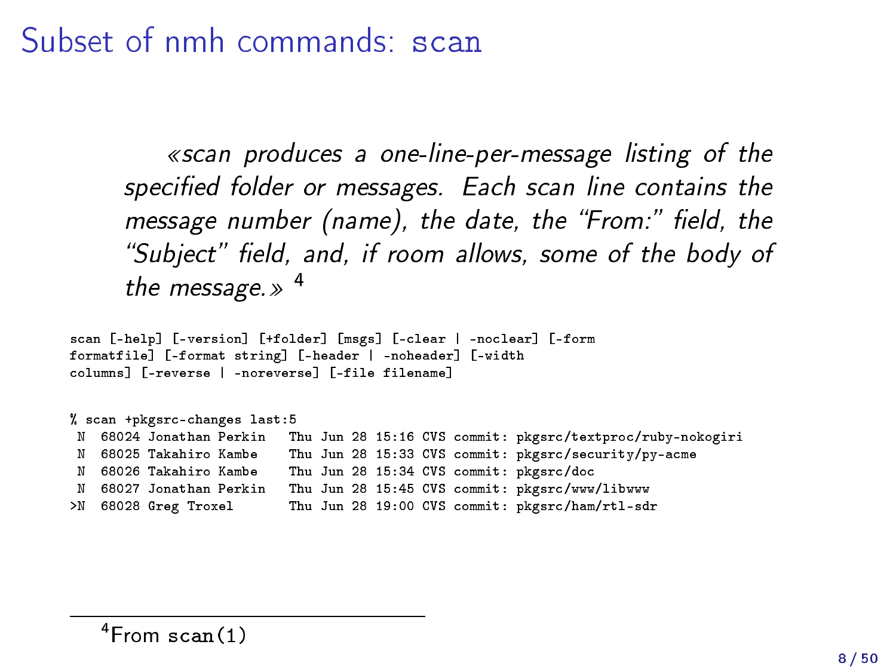# Subset of nmh commands: scan

> *«scan produces a one-line-per-message listing of the specified folder or messages. Each scan line contains the message number (name), the date, the "From:" field, the "Subject" field, and, if room allows, some of the body of the message.»* [4]

```
scan [-help] [-version] [+folder] [msgs] [-clear | -noclear] [-form
formatfile] [-format string] [-header | -noheader] [-width
columns] [-reverse | -noreverse] [-file filename]
```

```
% scan +pkgsrc-changes last:5
 N  68024 Jonathan Perkin   Thu Jun 28 15:16 CVS commit: pkgsrc/textproc/ruby-nokogiri
 N  68025 Takahiro Kambe    Thu Jun 28 15:33 CVS commit: pkgsrc/security/py-acme
 N  68026 Takahiro Kambe    Thu Jun 28 15:34 CVS commit: pkgsrc/doc
 N  68027 Jonathan Perkin   Thu Jun 28 15:45 CVS commit: pkgsrc/www/libwww
>N  68028 Greg Troxel       Thu Jun 28 19:00 CVS commit: pkgsrc/ham/rtl-sdr
```

---

[4] From scan(1)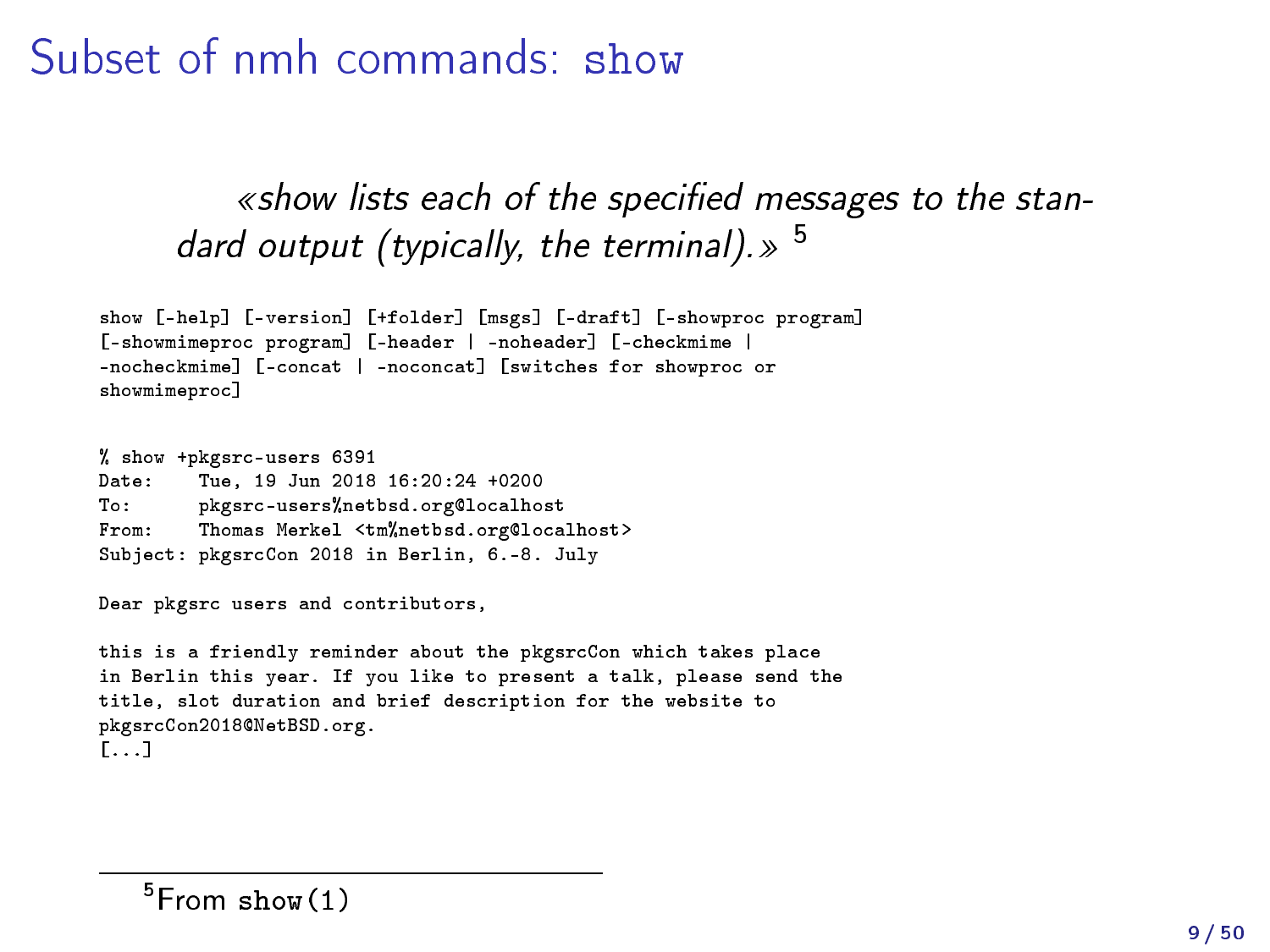# Subset of nmh commands: `show`

> *«show lists each of the specified messages to the standard output (typically, the terminal).»* [5]

```
show [-help] [-version] [+folder] [msgs] [-draft] [-showproc program]
[-showmimeproc program] [-header | -noheader] [-checkmime |
-nocheckmime] [-concat | -noconcat] [switches for showproc or
showmimeproc]
```

```
% show +pkgsrc-users 6391
Date:    Tue, 19 Jun 2018 16:20:24 +0200
To:      pkgsrc-users%netbsd.org@localhost
From:    Thomas Merkel <tm%netbsd.org@localhost>
Subject: pkgsrcCon 2018 in Berlin, 6.-8. July

Dear pkgsrc users and contributors,

this is a friendly reminder about the pkgsrcCon which takes place
in Berlin this year. If you like to present a talk, please send the
title, slot duration and brief description for the website to
pkgsrcCon2018@NetBSD.org.
[...]
```

[5] From `show(1)`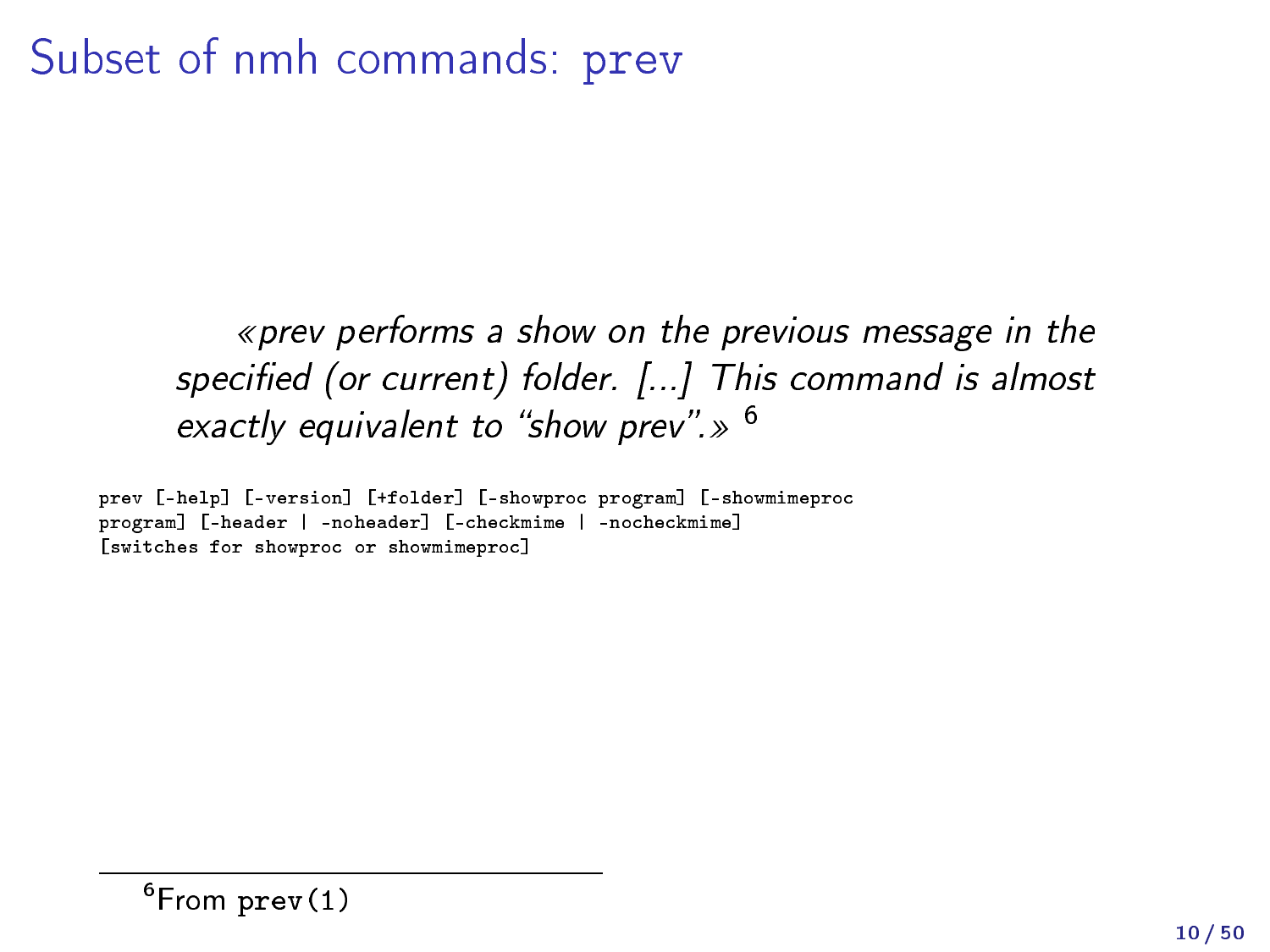# Subset of nmh commands: prev

> *«prev performs a show on the previous message in the specified (or current) folder. [...] This command is almost exactly equivalent to "show prev".»* [6]

```
prev [-help] [-version] [+folder] [-showproc program] [-showmimeproc
program] [-header | -noheader] [-checkmime | -nocheckmime]
[switches for showproc or showmimeproc]
```

[6] From prev(1)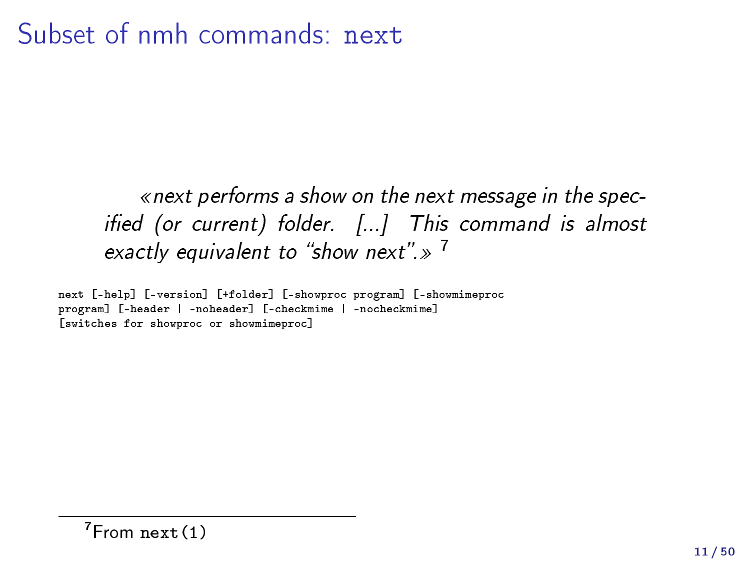# Subset of nmh commands: `next`

> *«next performs a show on the next message in the specified (or current) folder. [...] This command is almost exactly equivalent to "show next".»* [7]

```
next [-help] [-version] [+folder] [-showproc program] [-showmimeproc
program] [-header | -noheader] [-checkmime | -nocheckmime]
[switches for showproc or showmimeproc]
```

[7] From `next(1)`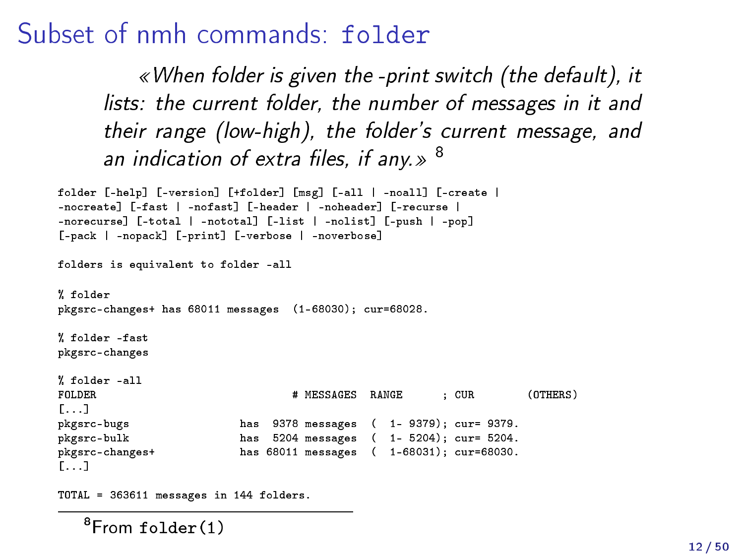# Subset of nmh commands: `folder`

> *«When folder is given the -print switch (the default), it lists: the current folder, the number of messages in it and their range (low-high), the folder's current message, and an indication of extra files, if any.»* [8]

```
folder [-help] [-version] [+folder] [msg] [-all | -noall] [-create |
-nocreate] [-fast | -nofast] [-header | -noheader] [-recurse |
-norecurse] [-total | -nototal] [-list | -nolist] [-push | -pop]
[-pack | -nopack] [-print] [-verbose | -noverbose]

folders is equivalent to folder -all

% folder
pkgsrc-changes+ has 68011 messages  (1-68030); cur=68028.

% folder -fast
pkgsrc-changes

% folder -all
FOLDER                          # MESSAGES  RANGE      ; CUR        (OTHERS)
[...]
pkgsrc-bugs                has  9378 messages  (  1- 9379); cur= 9379.
pkgsrc-bulk                has  5204 messages  (  1- 5204); cur= 5204.
pkgsrc-changes+            has 68011 messages  (  1-68031); cur=68030.
[...]

TOTAL = 363611 messages in 144 folders.
```

[8] From `folder(1)`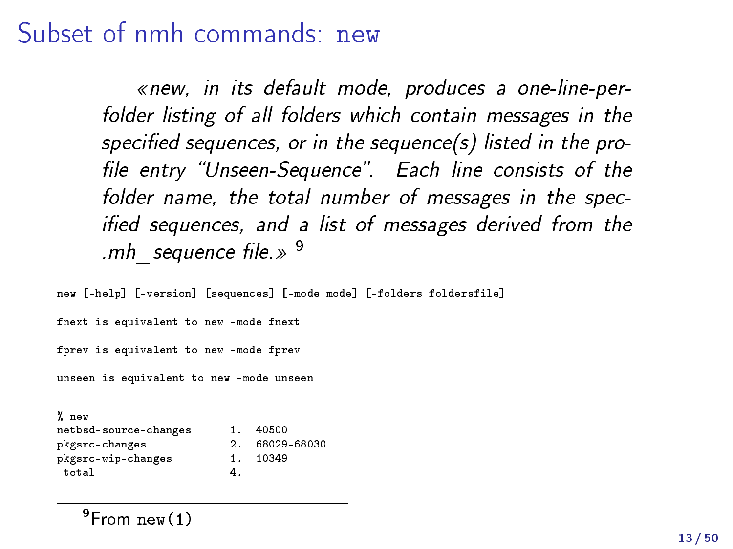# Subset of nmh commands: `new`

> *«new, in its default mode, produces a one-line-per-folder listing of all folders which contain messages in the specified sequences, or in the sequence(s) listed in the profile entry "Unseen-Sequence". Each line consists of the folder name, the total number of messages in the specified sequences, and a list of messages derived from the .mh_sequence file.»* [9]

```
new [-help] [-version] [sequences] [-mode mode] [-folders foldersfile]

fnext is equivalent to new -mode fnext

fprev is equivalent to new -mode fprev

unseen is equivalent to new -mode unseen
```

```
% new
netbsd-source-changes      1.  40500
pkgsrc-changes             2.  68029-68030
pkgsrc-wip-changes         1.  10349
 total                     4.
```

[9] From `new(1)`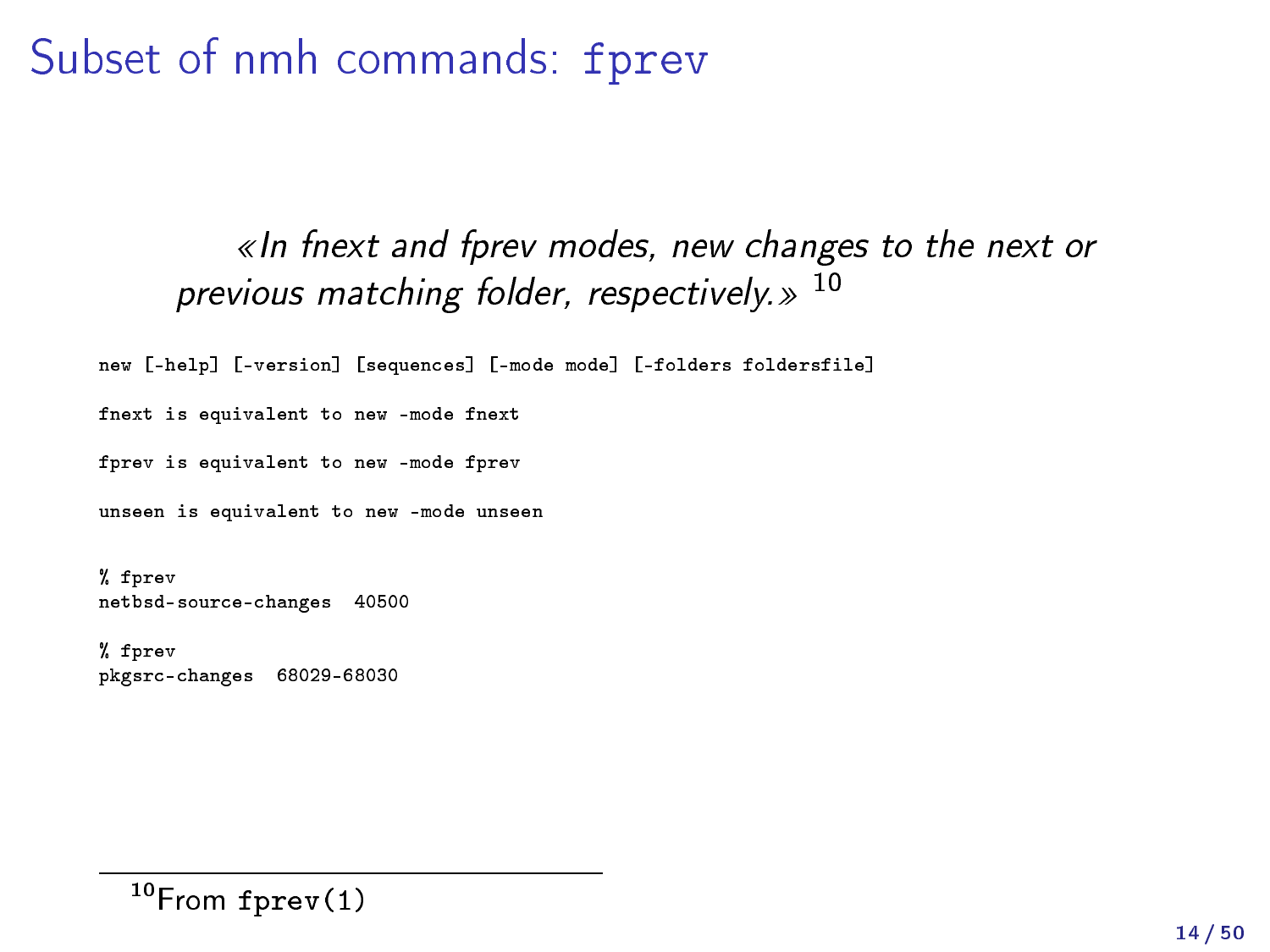# Subset of nmh commands: `fprev`

> *«In fnext and fprev modes, new changes to the next or previous matching folder, respectively.»* [10]

```
new [-help] [-version] [sequences] [-mode mode] [-folders foldersfile]

fnext is equivalent to new -mode fnext

fprev is equivalent to new -mode fprev

unseen is equivalent to new -mode unseen
```

```
% fprev
netbsd-source-changes  40500

% fprev
pkgsrc-changes  68029-68030
```

[10] From `fprev(1)`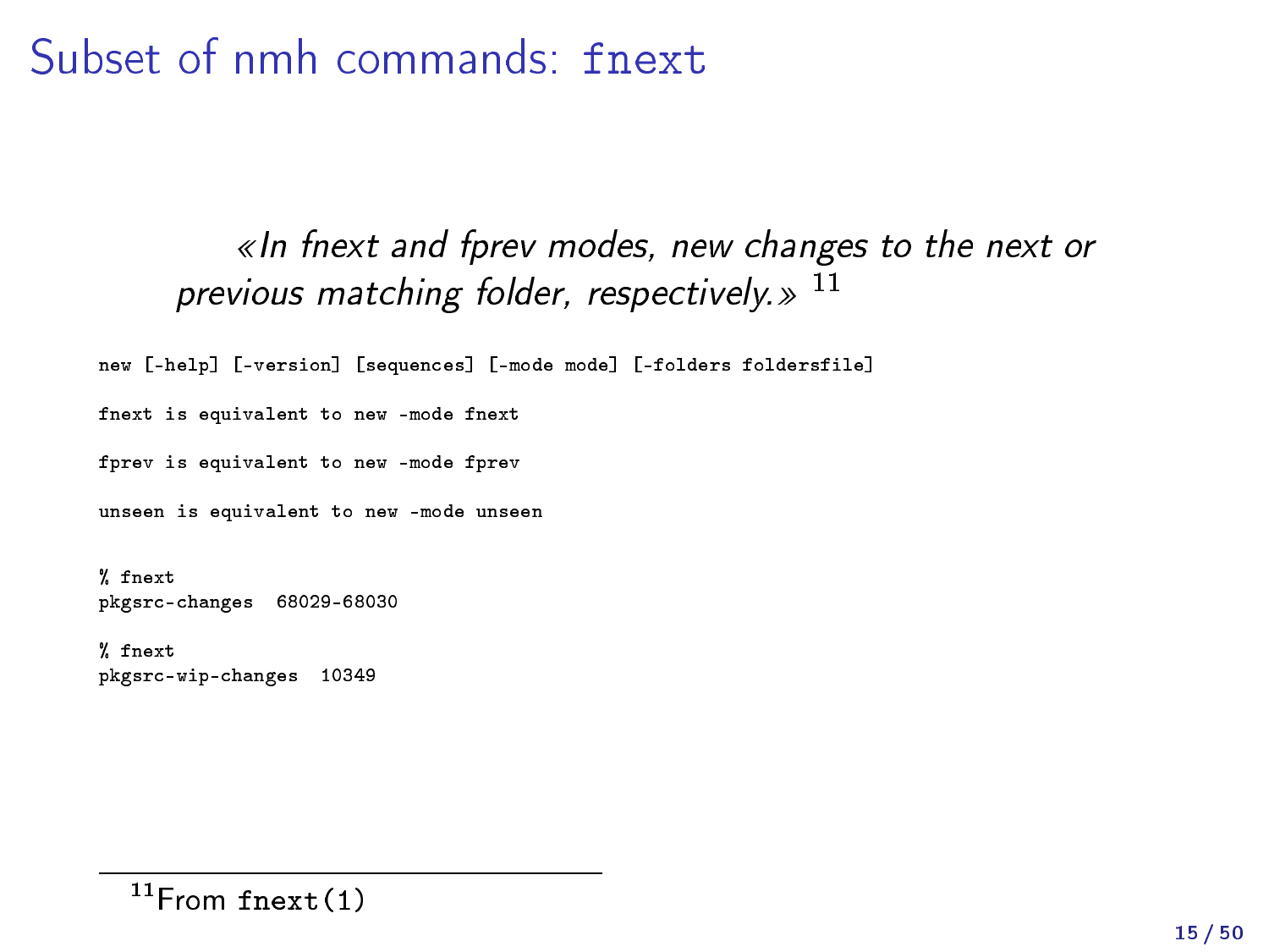# Subset of nmh commands: `fnext`

> *«In fnext and fprev modes, new changes to the next or previous matching folder, respectively.»* [11]

```
new [-help] [-version] [sequences] [-mode mode] [-folders foldersfile]

fnext is equivalent to new -mode fnext

fprev is equivalent to new -mode fprev

unseen is equivalent to new -mode unseen
```

```
% fnext
pkgsrc-changes  68029-68030

% fnext
pkgsrc-wip-changes  10349
```

[11] From `fnext(1)`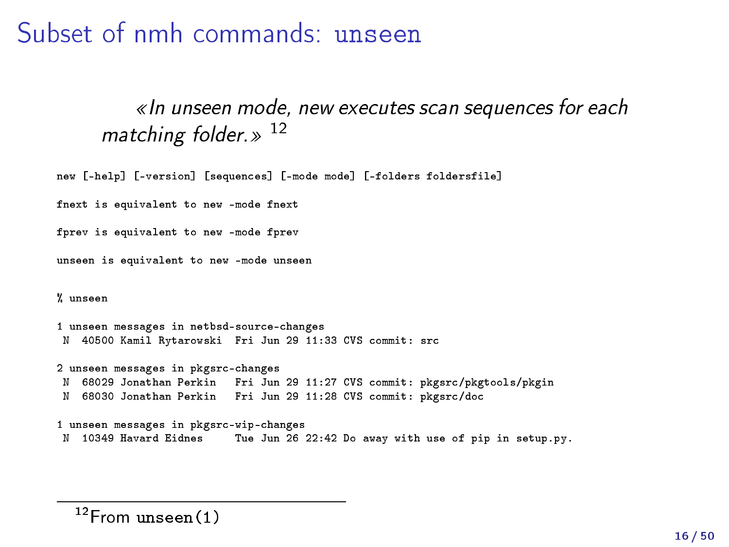# Subset of nmh commands: `unseen`

> *«In unseen mode, new executes scan sequences for each matching folder.»* [12]

```
new [-help] [-version] [sequences] [-mode mode] [-folders foldersfile]

fnext is equivalent to new -mode fnext

fprev is equivalent to new -mode fprev

unseen is equivalent to new -mode unseen
```

```
% unseen

1 unseen messages in netbsd-source-changes
 N  40500 Kamil Rytarowski  Fri Jun 29 11:33 CVS commit: src

2 unseen messages in pkgsrc-changes
 N  68029 Jonathan Perkin   Fri Jun 29 11:27 CVS commit: pkgsrc/pkgtools/pkgin
 N  68030 Jonathan Perkin   Fri Jun 29 11:28 CVS commit: pkgsrc/doc

1 unseen messages in pkgsrc-wip-changes
 N  10349 Havard Eidnes     Tue Jun 26 22:42 Do away with use of pip in setup.py.
```

---

[12] From `unseen(1)`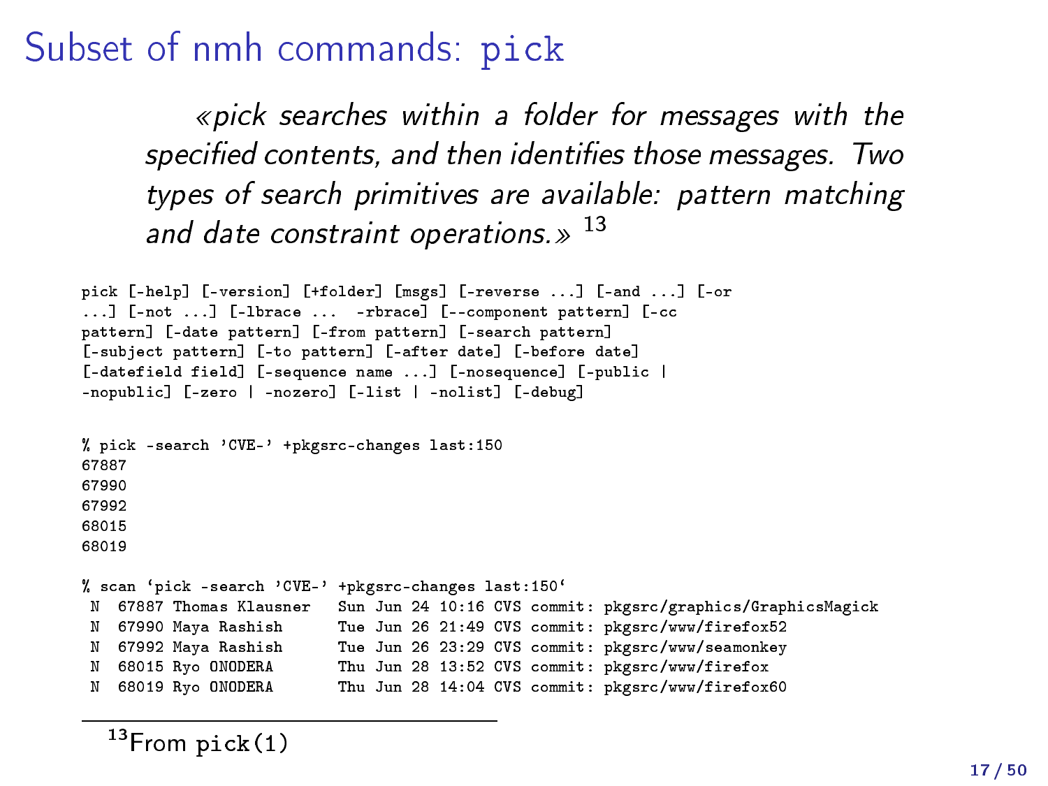# Subset of nmh commands: pick

> *«pick searches within a folder for messages with the specified contents, and then identifies those messages. Two types of search primitives are available: pattern matching and date constraint operations.»* [13]

```
pick [-help] [-version] [+folder] [msgs] [-reverse ...] [-and ...] [-or
...] [-not ...] [-lbrace ...  -rbrace] [--component pattern] [-cc
pattern] [-date pattern] [-from pattern] [-search pattern]
[-subject pattern] [-to pattern] [-after date] [-before date]
[-datefield field] [-sequence name ...] [-nosequence] [-public |
-nopublic] [-zero | -nozero] [-list | -nolist] [-debug]
```

```
% pick -search 'CVE-' +pkgsrc-changes last:150
67887
67990
67992
68015
68019
```

```
% scan `pick -search 'CVE-' +pkgsrc-changes last:150`
 N  67887 Thomas Klausner   Sun Jun 24 10:16 CVS commit: pkgsrc/graphics/GraphicsMagick
 N  67990 Maya Rashish      Tue Jun 26 21:49 CVS commit: pkgsrc/www/firefox52
 N  67992 Maya Rashish      Tue Jun 26 23:29 CVS commit: pkgsrc/www/seamonkey
 N  68015 Ryo ONODERA       Thu Jun 28 13:52 CVS commit: pkgsrc/www/firefox
 N  68019 Ryo ONODERA       Thu Jun 28 14:04 CVS commit: pkgsrc/www/firefox60
```

---

[13] From `pick(1)`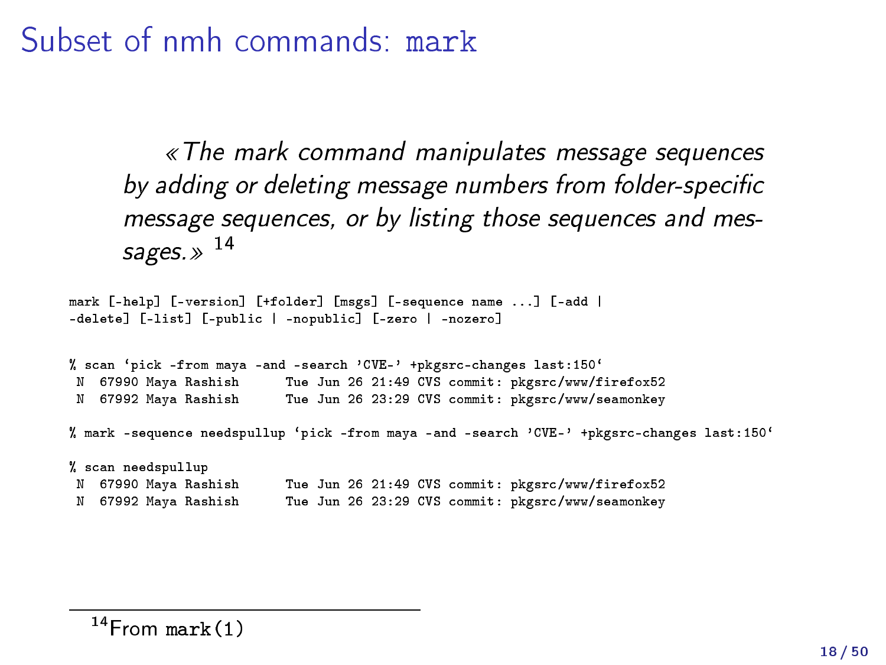# Subset of nmh commands: mark

> *«The mark command manipulates message sequences by adding or deleting message numbers from folder-specific message sequences, or by listing those sequences and messages.»* [14]

```
mark [-help] [-version] [+folder] [msgs] [-sequence name ...] [-add |
-delete] [-list] [-public | -nopublic] [-zero | -nozero]
```

```
% scan `pick -from maya -and -search 'CVE-' +pkgsrc-changes last:150`
 N  67990 Maya Rashish      Tue Jun 26 21:49 CVS commit: pkgsrc/www/firefox52
 N  67992 Maya Rashish      Tue Jun 26 23:29 CVS commit: pkgsrc/www/seamonkey

% mark -sequence needspullup `pick -from maya -and -search 'CVE-' +pkgsrc-changes last:150`

% scan needspullup
 N  67990 Maya Rashish      Tue Jun 26 21:49 CVS commit: pkgsrc/www/firefox52
 N  67992 Maya Rashish      Tue Jun 26 23:29 CVS commit: pkgsrc/www/seamonkey
```

[14] From mark(1)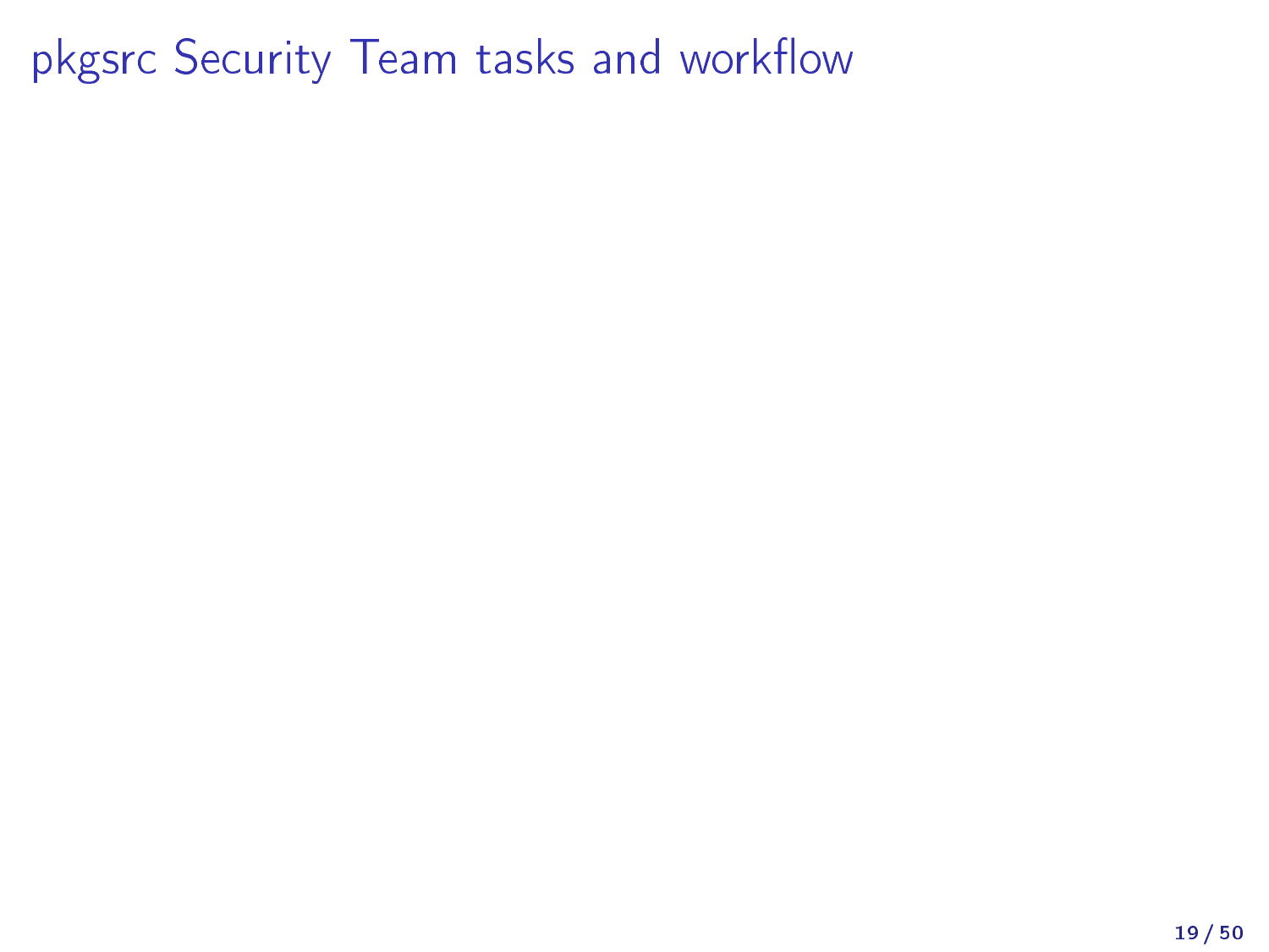# pkgsrc Security Team tasks and workflow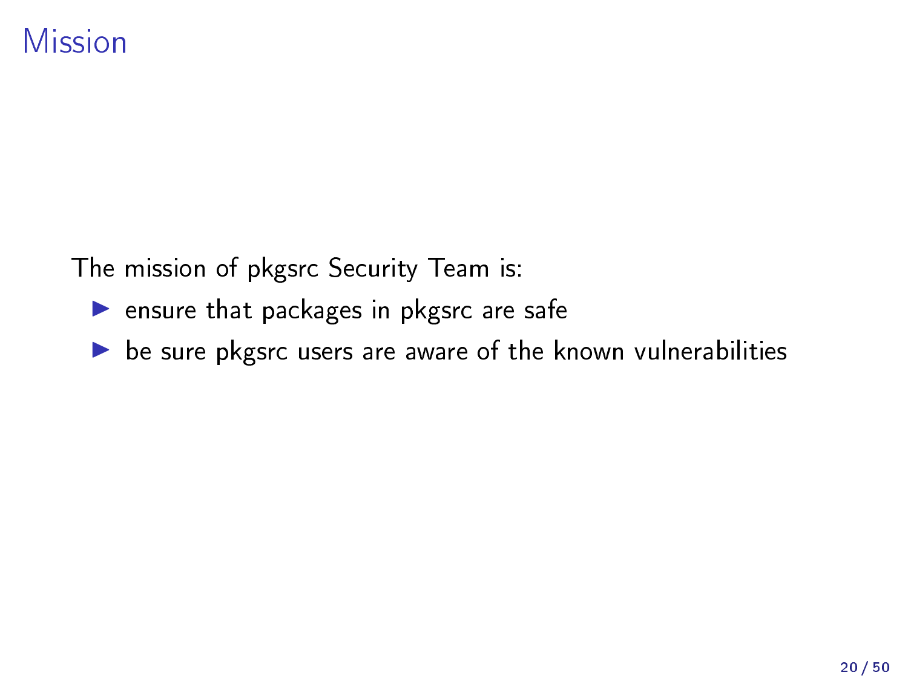# Mission

The mission of pkgsrc Security Team is:

- ensure that packages in pkgsrc are safe
- be sure pkgsrc users are aware of the known vulnerabilities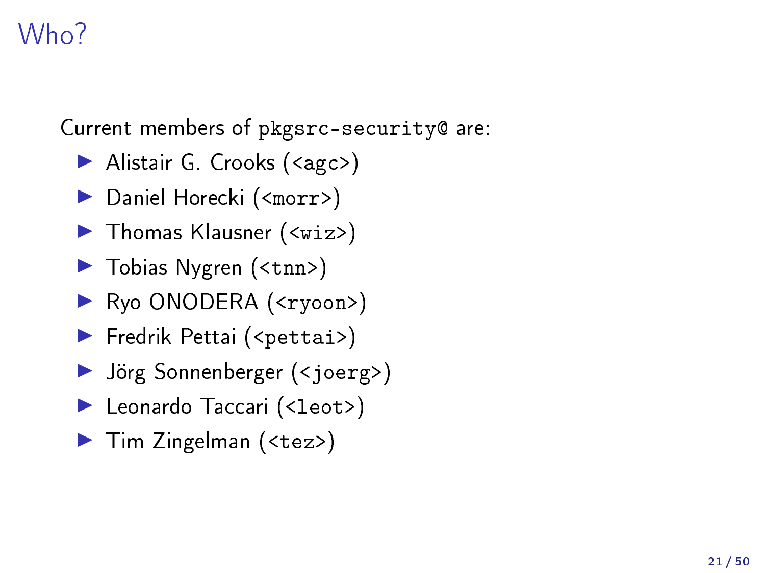# Who?

Current members of `pkgsrc-security@` are:

- Alistair G. Crooks (`<agc>`)
- Daniel Horecki (`<morr>`)
- Thomas Klausner (`<wiz>`)
- Tobias Nygren (`<tnn>`)
- Ryo ONODERA (`<ryoon>`)
- Fredrik Pettai (`<pettai>`)
- Jörg Sonnenberger (`<joerg>`)
- Leonardo Taccari (`<leot>`)
- Tim Zingelman (`<tez>`)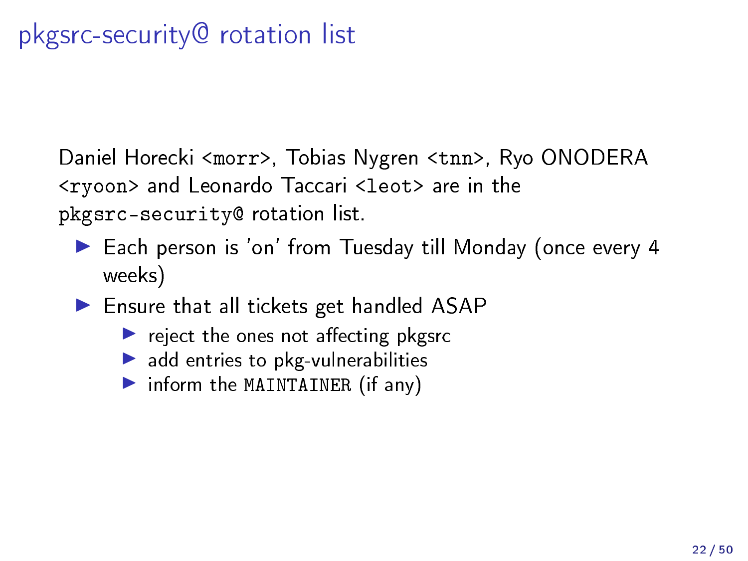# pkgsrc-security@ rotation list

Daniel Horecki `<morr>`, Tobias Nygren `<tnn>`, Ryo ONODERA `<ryoon>` and Leonardo Taccari `<leot>` are in the `pkgsrc-security@` rotation list.

- Each person is 'on' from Tuesday till Monday (once every 4 weeks)
- Ensure that all tickets get handled ASAP
  - reject the ones not affecting pkgsrc
  - add entries to pkg-vulnerabilities
  - inform the `MAINTAINER` (if any)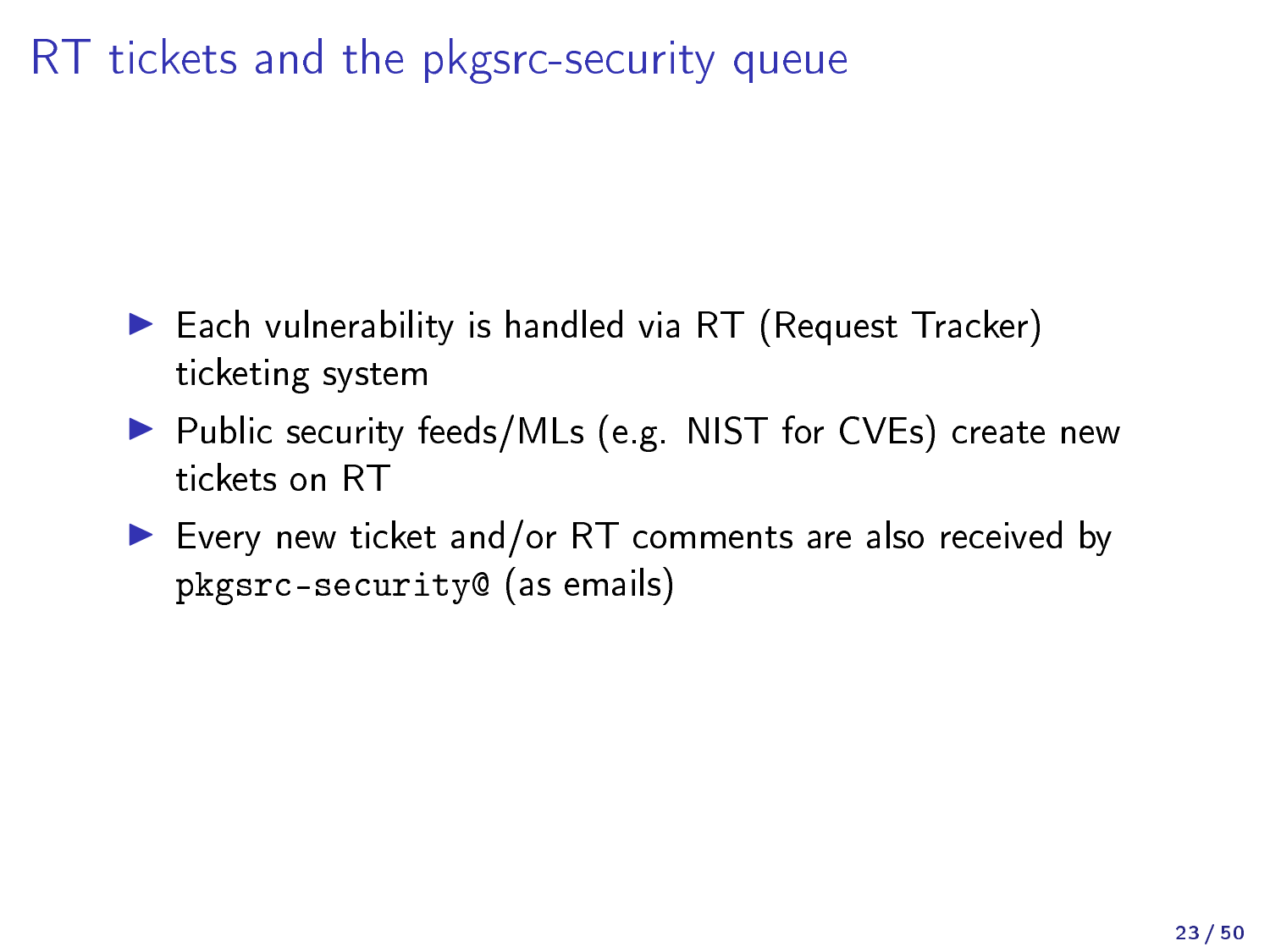# RT tickets and the pkgsrc-security queue

- Each vulnerability is handled via RT (Request Tracker) ticketing system
- Public security feeds/MLs (e.g. NIST for CVEs) create new tickets on RT
- Every new ticket and/or RT comments are also received by `pkgsrc-security@` (as emails)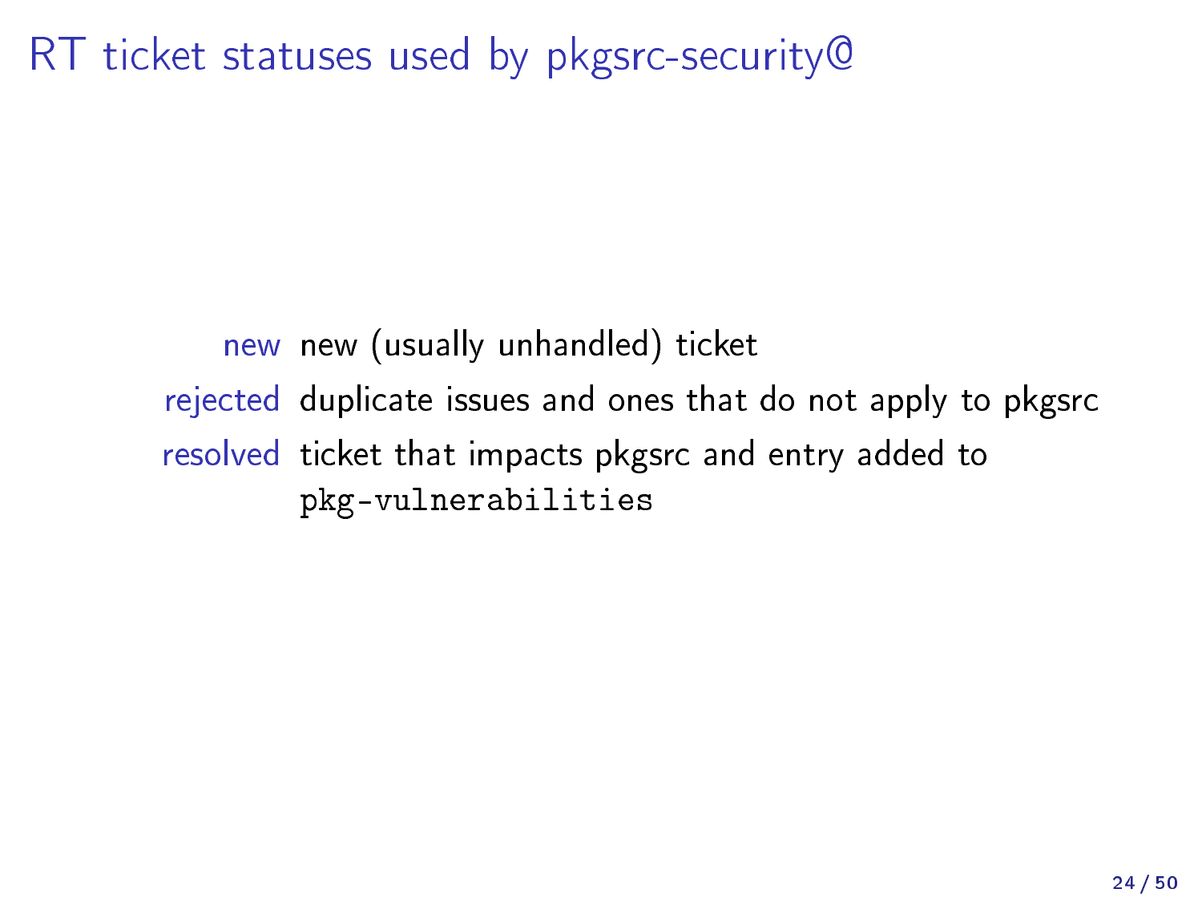# RT ticket statuses used by pkgsrc-security@

**new** new (usually unhandled) ticket

**rejected** duplicate issues and ones that do not apply to pkgsrc

**resolved** ticket that impacts pkgsrc and entry added to `pkg-vulnerabilities`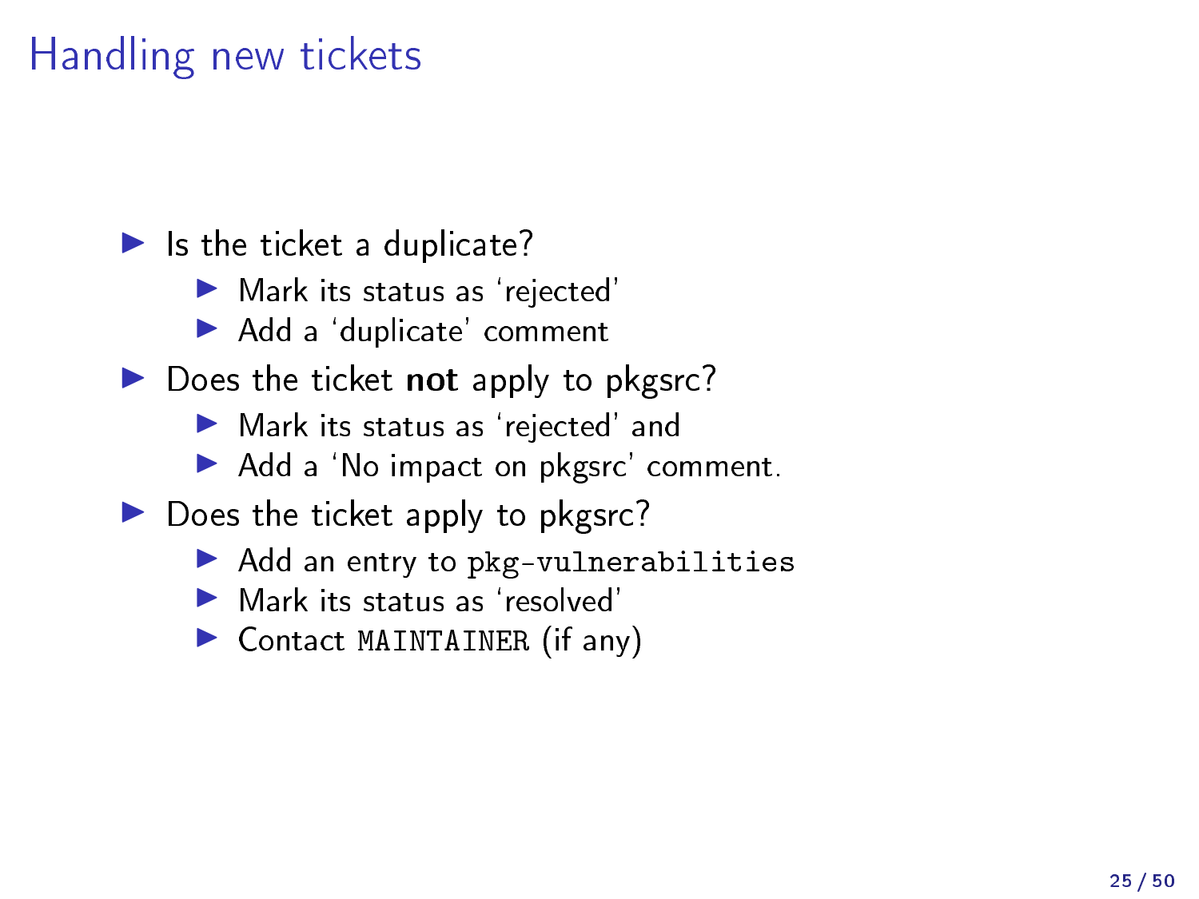# Handling new tickets

- Is the ticket a duplicate?
  - Mark its status as 'rejected'
  - Add a 'duplicate' comment
- Does the ticket **not** apply to pkgsrc?
  - Mark its status as 'rejected' and
  - Add a 'No impact on pkgsrc' comment.
- Does the ticket apply to pkgsrc?
  - Add an entry to `pkg-vulnerabilities`
  - Mark its status as 'resolved'
  - Contact `MAINTAINER` (if any)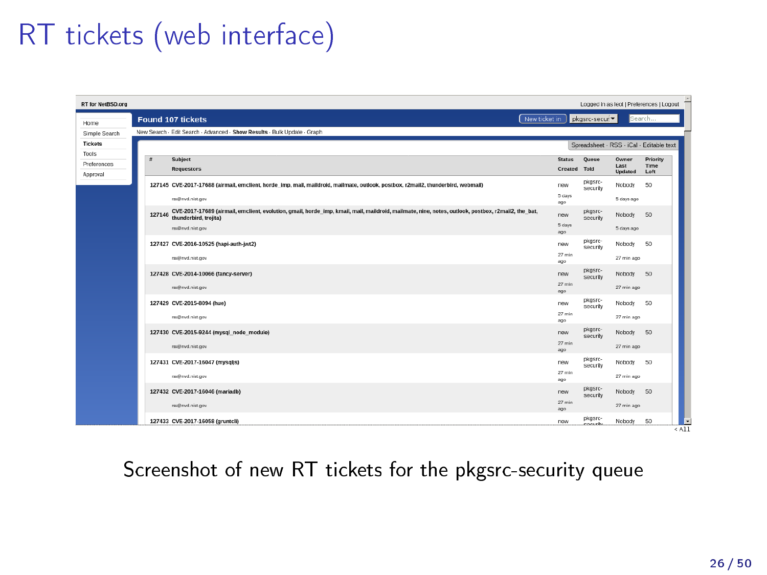# RT tickets (web interface)

RT for NetBSD.org

Logged in as leot | Preferences | Logout

- Home
- Simple Search
- Tickets
- Tools
- Preferences
- Approval

**Found 107 tickets**

New ticket in | pkgsrc-secur | Search...

New Search · Edit Search · Advanced · **Show Results** · Bulk Update · Graph

Spreadsheet · RSS · iCal · Editable text

| # | Subject / Requestors | Status / Created | Queue / Told | Owner / Last Updated | Priority / Time Left |
|---|---|---|---|---|---|
| 127145 | CVE-2017-17688 (airmail, emclient, horde_imp, mail, maildroid, mailmate, outlook, postbox, r2mail2, thunderbird, webmail) / rss@nvd.nist.gov | new / 5 days ago | pkgsrc-security | Nobody / 5 days ago | 50 |
| 127146 | CVE-2017-17689 (airmail, emclient, evolution, gmail, horde_imp, kmail, mail, maildroid, mailmate, nine, notes, outlook, postbox, r2mail2, the_bat, thunderbird, trojita) / rss@nvd.nist.gov | new / 5 days ago | pkgsrc-security | Nobody / 5 days ago | 50 |
| 127427 | CVE-2016-10525 (hapi-auth-jwt2) / rss@nvd.nist.gov | new / 27 min ago | pkgsrc-security | Nobody / 27 min ago | 50 |
| 127428 | CVE-2014-10066 (fancy-server) / rss@nvd.nist.gov | new / 27 min ago | pkgsrc-security | Nobody / 27 min ago | 50 |
| 127429 | CVE-2015-8094 (hue) / rss@nvd.nist.gov | new / 27 min ago | pkgsrc-security | Nobody / 27 min ago | 50 |
| 127430 | CVE-2015-9244 (mysql_node_module) / rss@nvd.nist.gov | new / 27 min ago | pkgsrc-security | Nobody / 27 min ago | 50 |
| 127431 | CVE-2017-16047 (mysqljs) / rss@nvd.nist.gov | new / 27 min ago | pkgsrc-security | Nobody / 27 min ago | 50 |
| 127432 | CVE-2017-16046 (mariadb) / rss@nvd.nist.gov | new / 27 min ago | pkgsrc-security | Nobody / 27 min ago | 50 |
| 127433 | CVE-2017-16058 (gruntcli) | new | pkgsrc-security | Nobody | 50 |

Screenshot of new RT tickets for the pkgsrc-security queue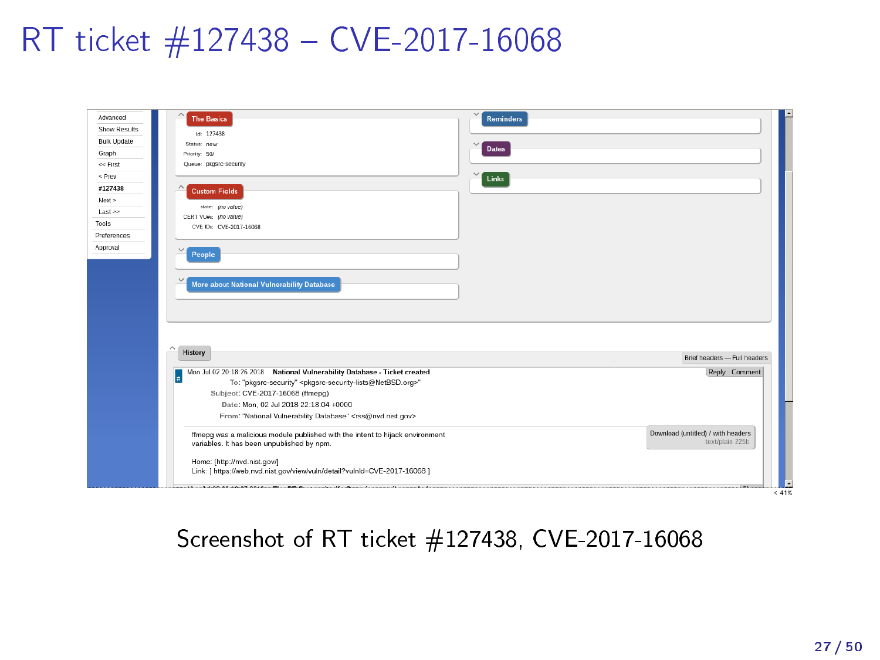# RT ticket #127438 – CVE-2017-16068

Advanced
Show Results
Bulk Update
Graph
<< First
< Prev
**#127438**
Next >
Last >>
Tools
Preferences
Approval

**The Basics**

Id: 127438
Status: new
Priority: 50/
Queue: pkgsrc-security

**Custom Fields**

state: *(no value)*
CERT VU#s: *(no value)*
CVE IDs: CVE-2017-16068

**People**

**More about National Vulnerability Database**

**Reminders**

**Dates**

**Links**

**History**

Brief headers — Full headers

Mon Jul 02 20:18:26 2018 **National Vulnerability Database - Ticket created**

Reply Comment

To: "pkgsrc-security" <pkgsrc-security-lists@NetBSD.org>"
Subject: CVE-2017-16068 (ffmepg)
Date: Mon, 02 Jul 2018 22:18:04 +0000
From: "National Vulnerability Database" <rss@nvd.nist.gov>

ffmepg was a malicious module published with the intent to hijack environment variables. It has been unpublished by npm.

Home: [http://nvd.nist.gov/]
Link: [ https://web.nvd.nist.gov/view/vuln/detail?vulnId=CVE-2017-16068 ]

Download (untitled) / with headers
text/plain 225b

Screenshot of RT ticket #127438, CVE-2017-16068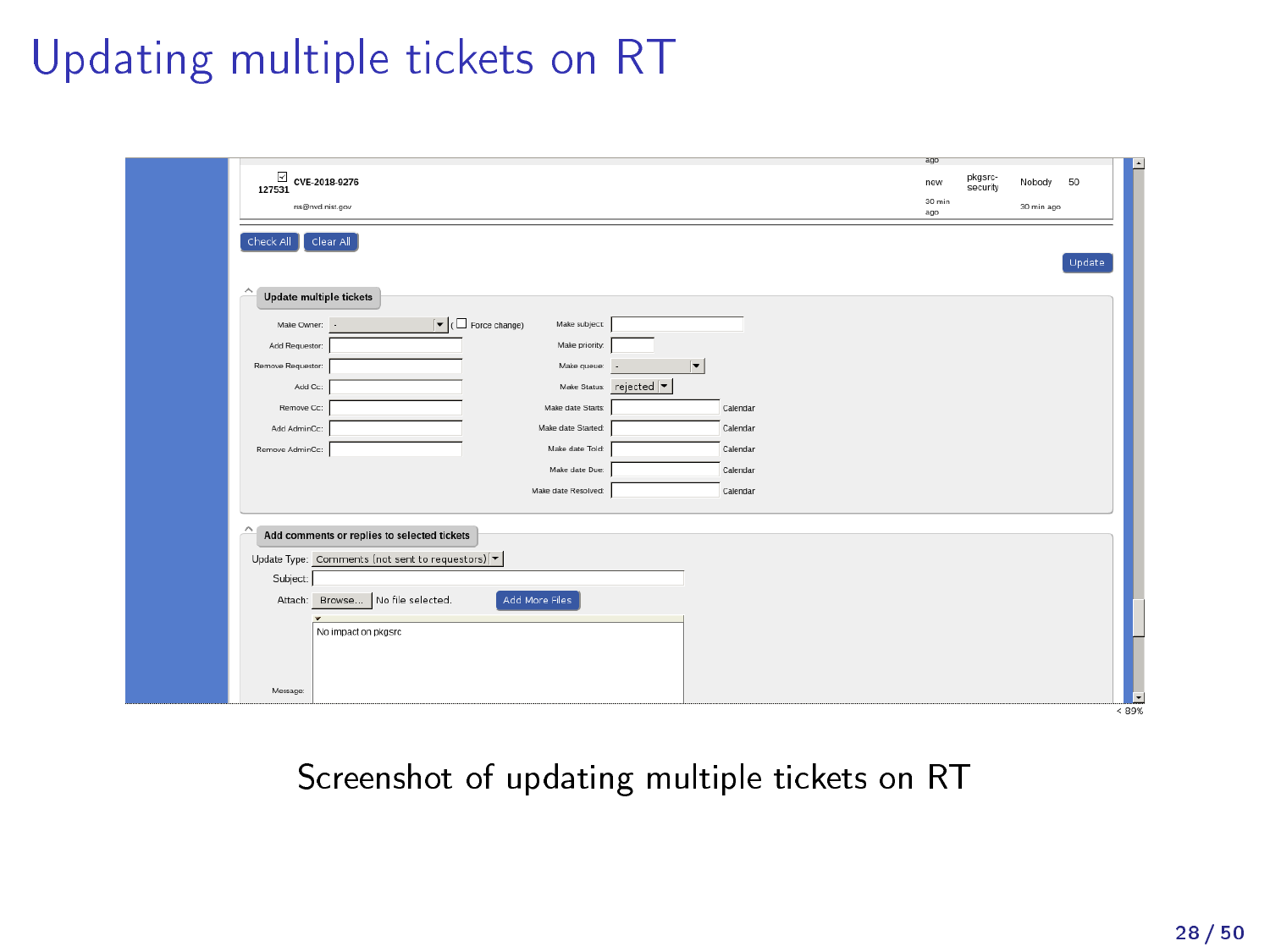# Updating multiple tickets on RT

Screenshot of updating multiple tickets on RT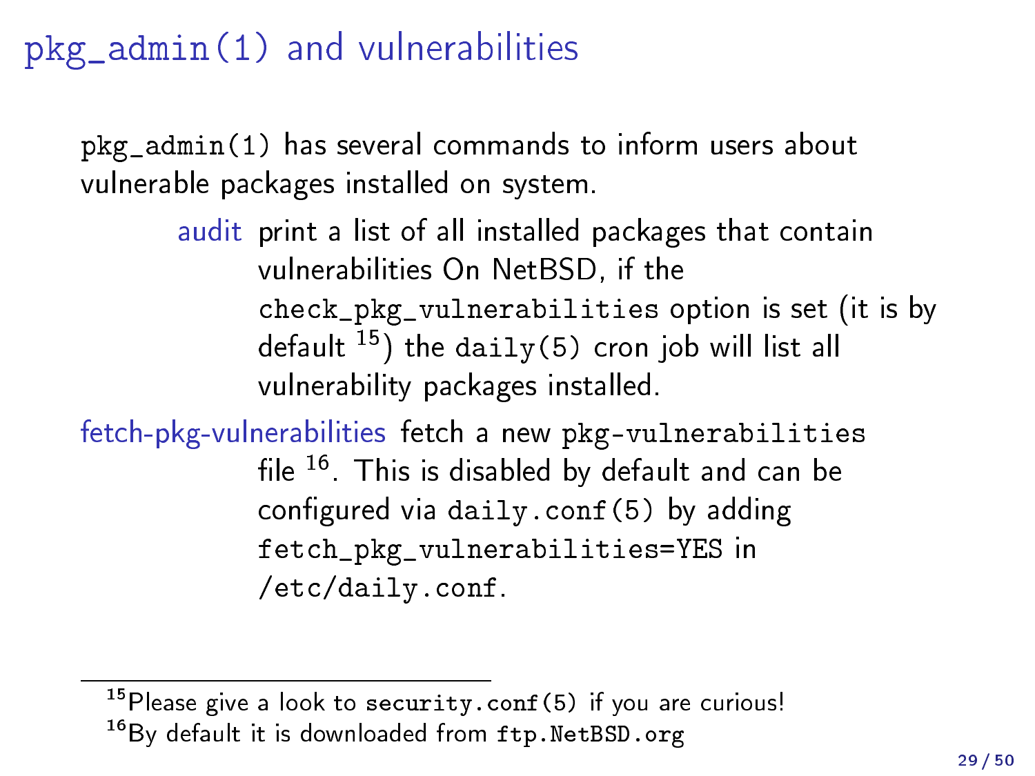# pkg_admin(1) and vulnerabilities

pkg_admin(1) has several commands to inform users about vulnerable packages installed on system.

**audit** print a list of all installed packages that contain vulnerabilities On NetBSD, if the check_pkg_vulnerabilities option is set (it is by default [15]) the daily(5) cron job will list all vulnerability packages installed.

**fetch-pkg-vulnerabilities** fetch a new pkg-vulnerabilities file [16]. This is disabled by default and can be configured via daily.conf(5) by adding fetch_pkg_vulnerabilities=YES in /etc/daily.conf.

---

[15] Please give a look to security.conf(5) if you are curious!

[16] By default it is downloaded from ftp.NetBSD.org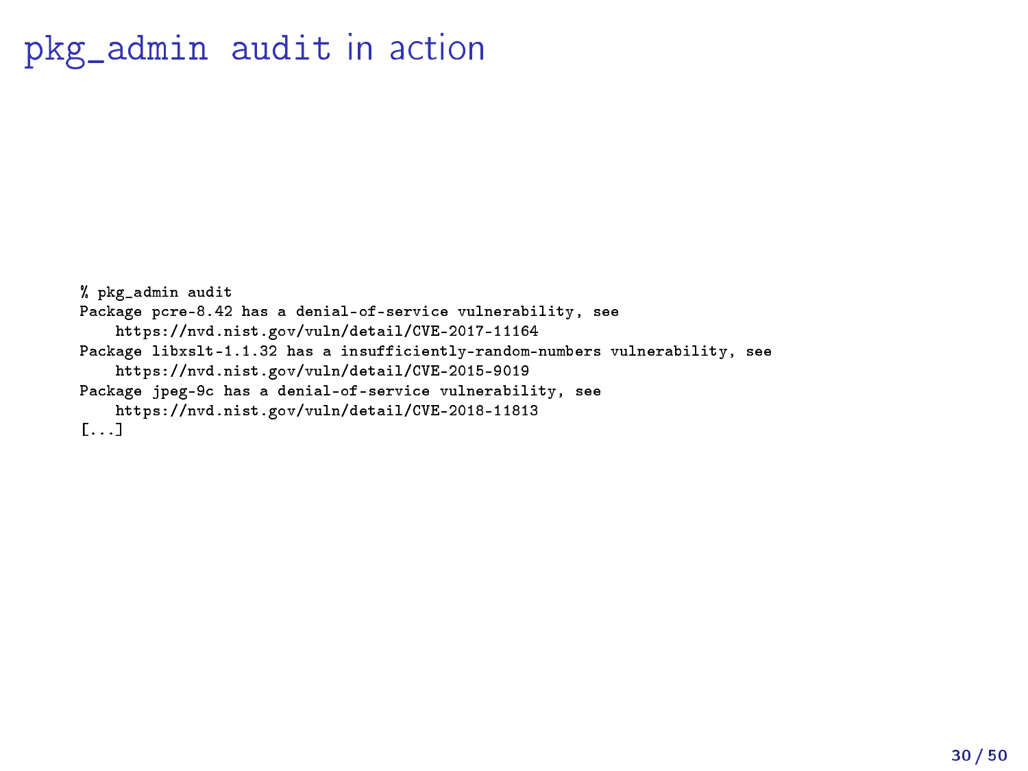# pkg_admin audit in action

```
% pkg_admin audit
Package pcre-8.42 has a denial-of-service vulnerability, see
    https://nvd.nist.gov/vuln/detail/CVE-2017-11164
Package libxslt-1.1.32 has a insufficiently-random-numbers vulnerability, see
    https://nvd.nist.gov/vuln/detail/CVE-2015-9019
Package jpeg-9c has a denial-of-service vulnerability, see
    https://nvd.nist.gov/vuln/detail/CVE-2018-11813
[...]
```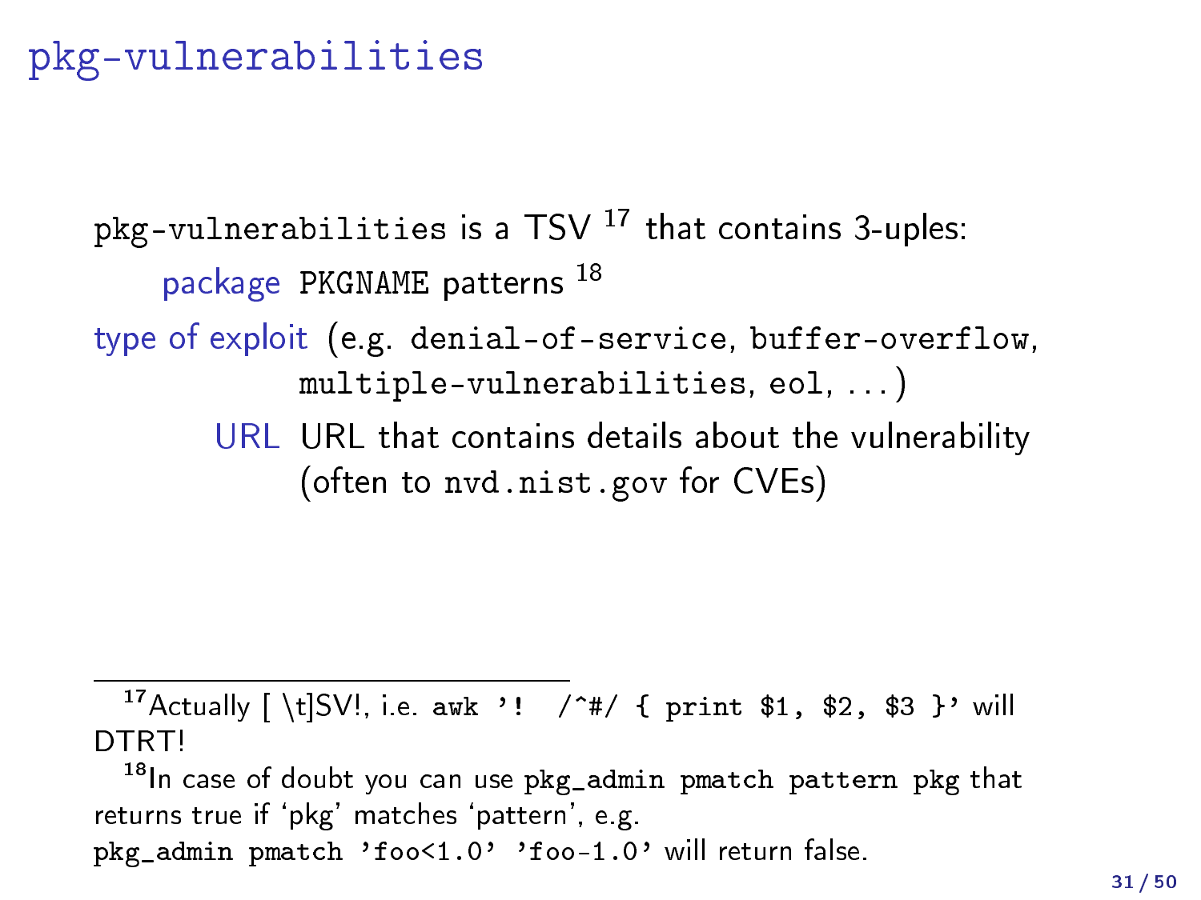# pkg-vulnerabilities

`pkg-vulnerabilities` is a TSV [17] that contains 3-uples:

- **package**: `PKGNAME` patterns [18]
- **type of exploit**: (e.g. `denial-of-service`, `buffer-overflow`, `multiple-vulnerabilities`, `eol`, ...)
- **URL**: URL that contains details about the vulnerability (often to `nvd.nist.gov` for CVEs)

---

[17] Actually [ \t]SV!, i.e. `awk '! /^#/ { print $1, $2, $3 }'` will DTRT!

[18] In case of doubt you can use `pkg_admin pmatch pattern pkg` that returns true if 'pkg' matches 'pattern', e.g. `pkg_admin pmatch 'foo<1.0' 'foo-1.0'` will return false.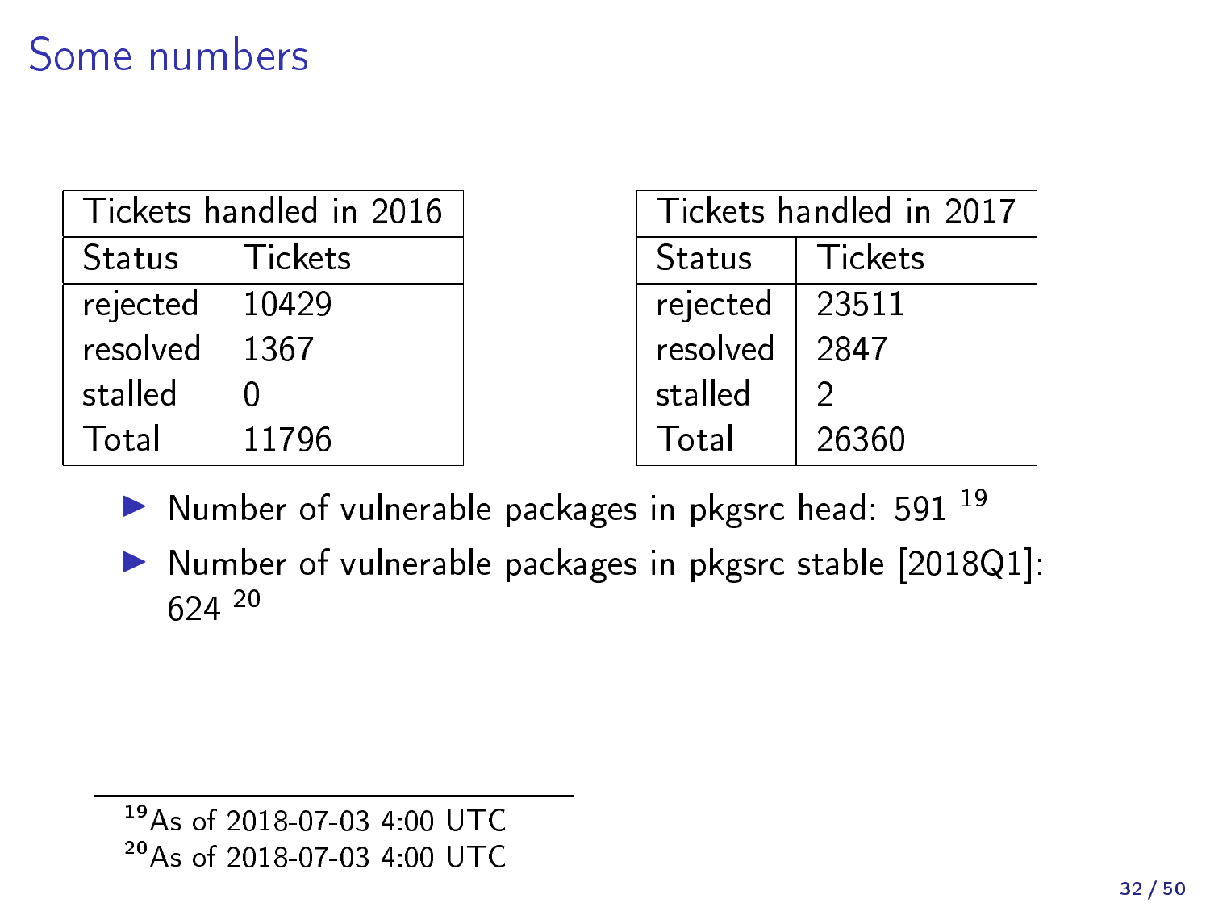# Some numbers

| Tickets handled in 2016 | |
|---|---|
| Status | Tickets |
| rejected | 10429 |
| resolved | 1367 |
| stalled | 0 |
| Total | 11796 |

| Tickets handled in 2017 | |
|---|---|
| Status | Tickets |
| rejected | 23511 |
| resolved | 2847 |
| stalled | 2 |
| Total | 26360 |

- Number of vulnerable packages in pkgsrc head: 591 [19]
- Number of vulnerable packages in pkgsrc stable [2018Q1]: 624 [20]

[19] As of 2018-07-03 4:00 UTC
[20] As of 2018-07-03 4:00 UTC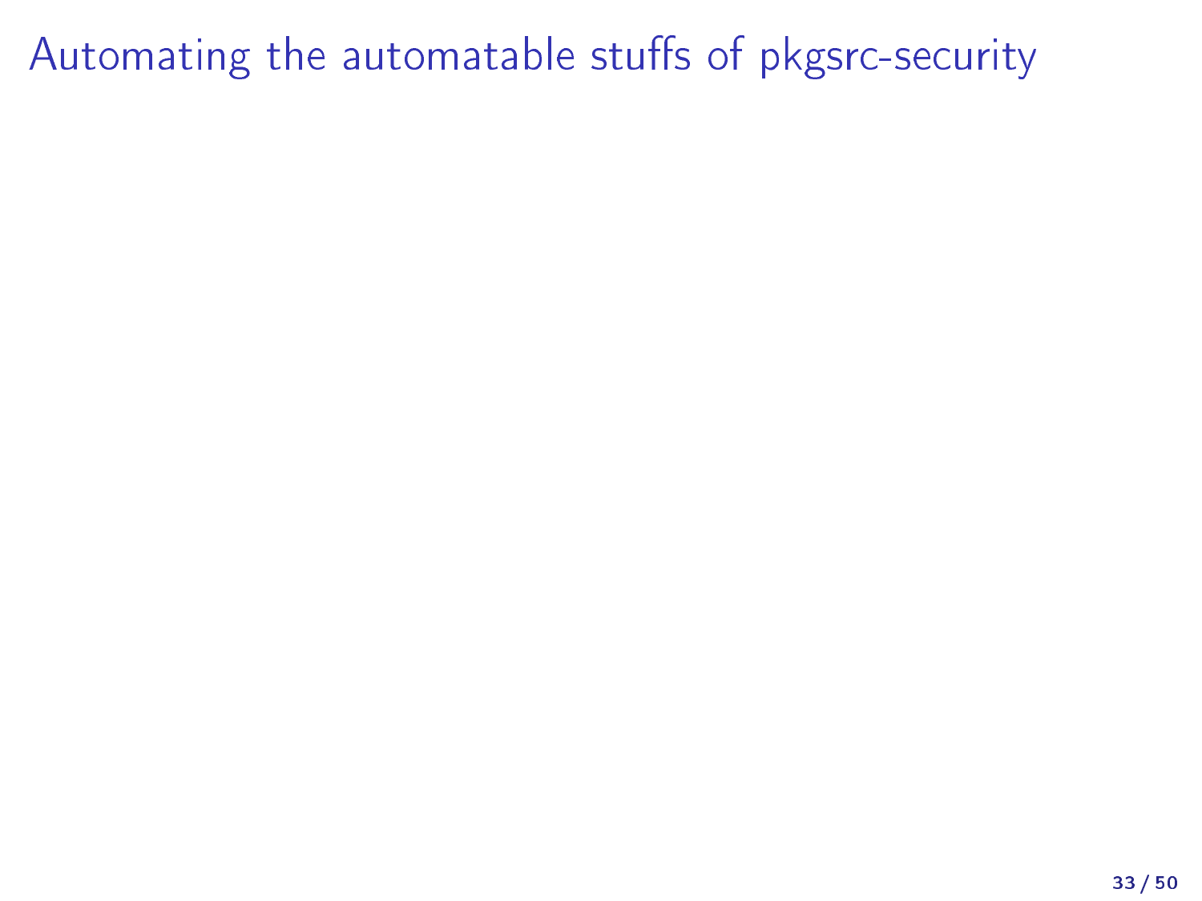# Automating the automatable stuffs of pkgsrc-security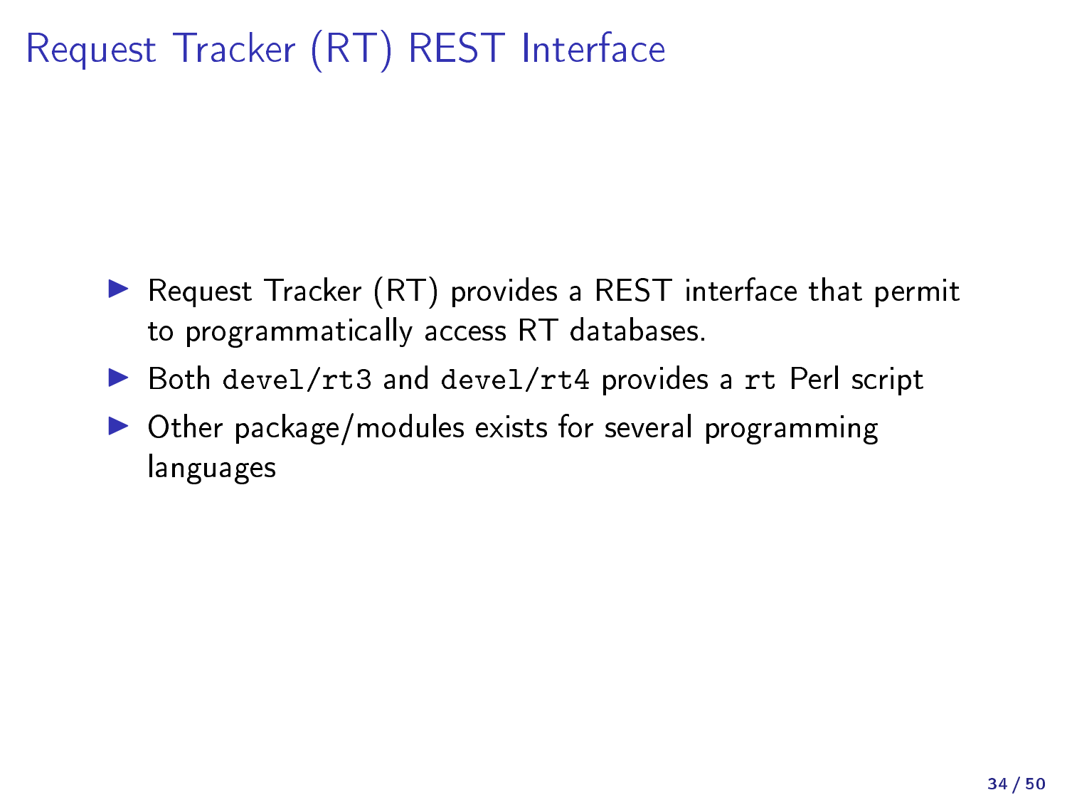# Request Tracker (RT) REST Interface

- Request Tracker (RT) provides a REST interface that permit to programmatically access RT databases.
- Both `devel/rt3` and `devel/rt4` provides a `rt` Perl script
- Other package/modules exists for several programming languages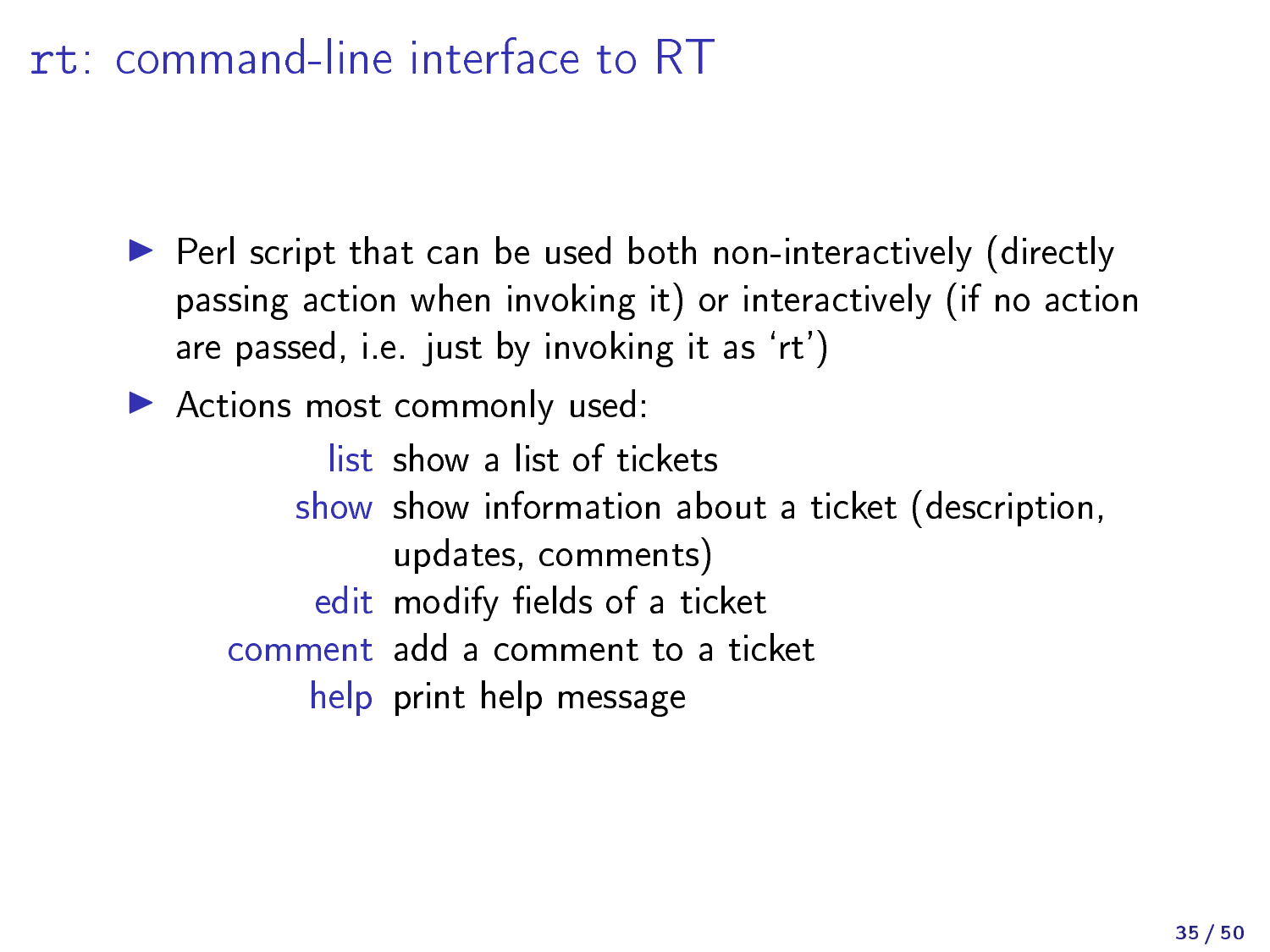# `rt`: command-line interface to RT

- Perl script that can be used both non-interactively (directly passing action when invoking it) or interactively (if no action are passed, i.e. just by invoking it as ‘rt’)
- Actions most commonly used:

| | |
|---|---|
| list | show a list of tickets |
| show | show information about a ticket (description, updates, comments) |
| edit | modify fields of a ticket |
| comment | add a comment to a ticket |
| help | print help message |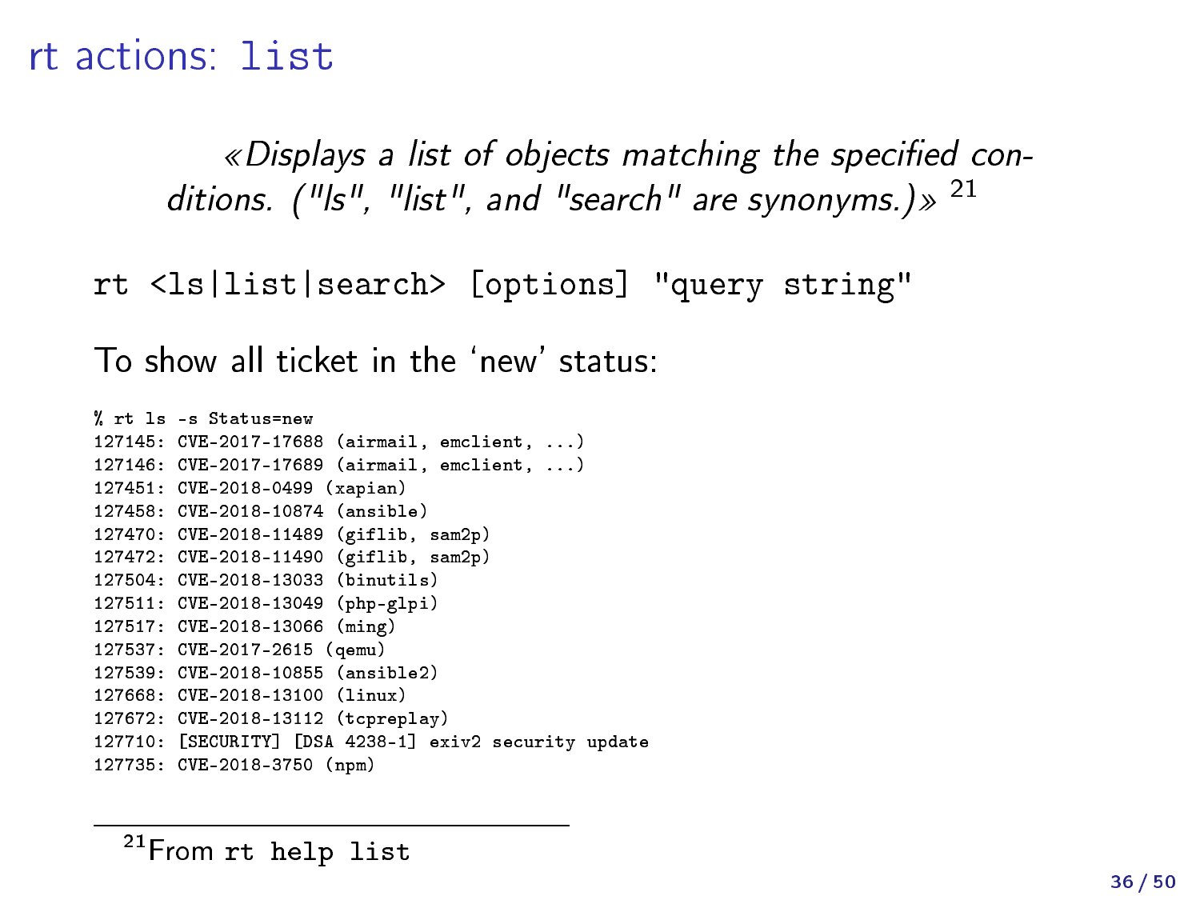# rt actions: `list`

> *«Displays a list of objects matching the specified conditions. ("ls", "list", and "search" are synonyms.)»* [21]

```
rt <ls|list|search> [options] "query string"
```

To show all ticket in the 'new' status:

```
% rt ls -s Status=new
127145: CVE-2017-17688 (airmail, emclient, ...)
127146: CVE-2017-17689 (airmail, emclient, ...)
127451: CVE-2018-0499 (xapian)
127458: CVE-2018-10874 (ansible)
127470: CVE-2018-11489 (giflib, sam2p)
127472: CVE-2018-11490 (giflib, sam2p)
127504: CVE-2018-13033 (binutils)
127511: CVE-2018-13049 (php-glpi)
127517: CVE-2018-13066 (ming)
127537: CVE-2017-2615 (qemu)
127539: CVE-2018-10855 (ansible2)
127668: CVE-2018-13100 (linux)
127672: CVE-2018-13112 (tcpreplay)
127710: [SECURITY] [DSA 4238-1] exiv2 security update
127735: CVE-2018-3750 (npm)
```

---

[21] From `rt help list`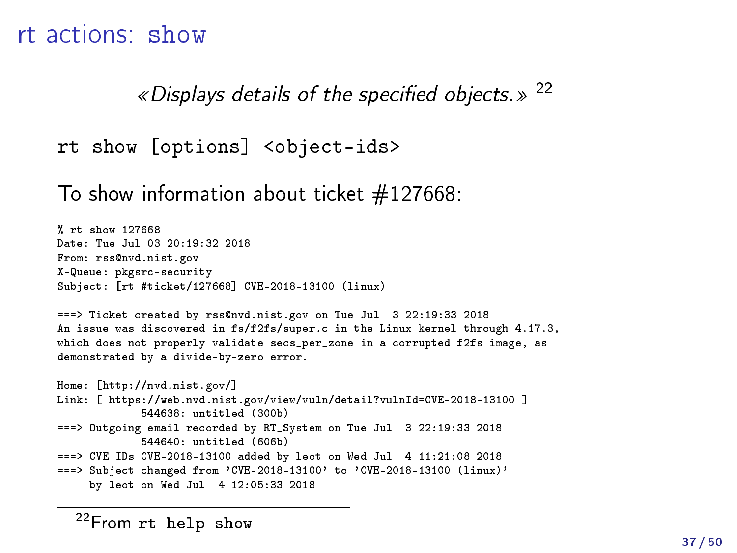# rt actions: show

*«Displays details of the specified objects.»* [22]

```
rt show [options] <object-ids>
```

To show information about ticket #127668:

```
% rt show 127668
Date: Tue Jul 03 20:19:32 2018
From: rss@nvd.nist.gov
X-Queue: pkgsrc-security
Subject: [rt #ticket/127668] CVE-2018-13100 (linux)

===> Ticket created by rss@nvd.nist.gov on Tue Jul  3 22:19:33 2018
An issue was discovered in fs/f2fs/super.c in the Linux kernel through 4.17.3,
which does not properly validate secs_per_zone in a corrupted f2fs image, as
demonstrated by a divide-by-zero error.

Home: [http://nvd.nist.gov/]
Link: [ https://web.nvd.nist.gov/view/vuln/detail?vulnId=CVE-2018-13100 ]
             544638: untitled (300b)
===> Outgoing email recorded by RT_System on Tue Jul  3 22:19:33 2018
             544640: untitled (606b)
===> CVE IDs CVE-2018-13100 added by leot on Wed Jul  4 11:21:08 2018
===> Subject changed from 'CVE-2018-13100' to 'CVE-2018-13100 (linux)'
     by leot on Wed Jul  4 12:05:33 2018
```

[22] From `rt help show`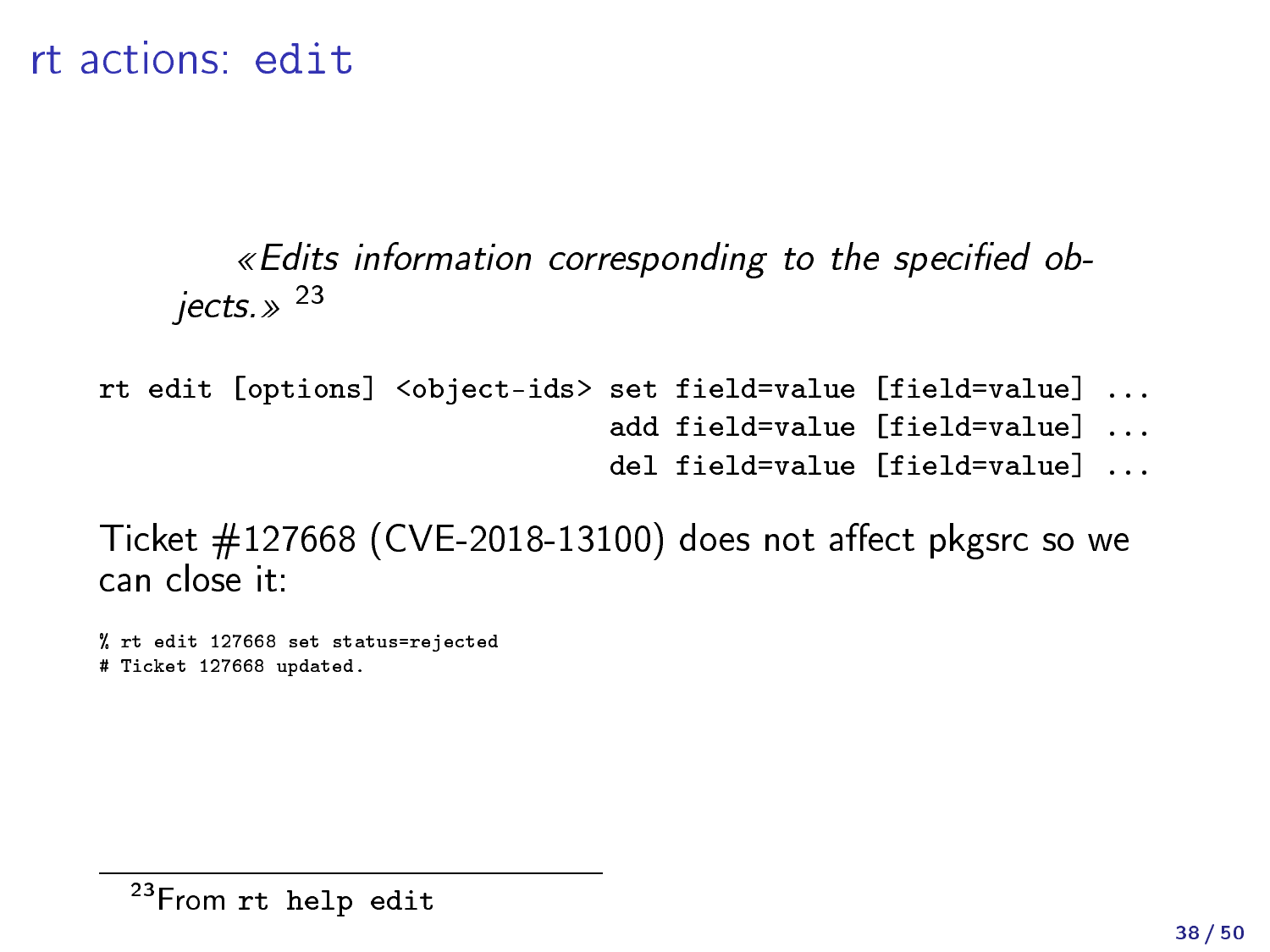# rt actions: edit

> *«Edits information corresponding to the specified objects.»* [23]

```
rt edit [options] <object-ids> set field=value [field=value] ...
                                add field=value [field=value] ...
                                del field=value [field=value] ...
```

Ticket #127668 (CVE-2018-13100) does not affect pkgsrc so we can close it:

```
% rt edit 127668 set status=rejected
# Ticket 127668 updated.
```

[23] From `rt help edit`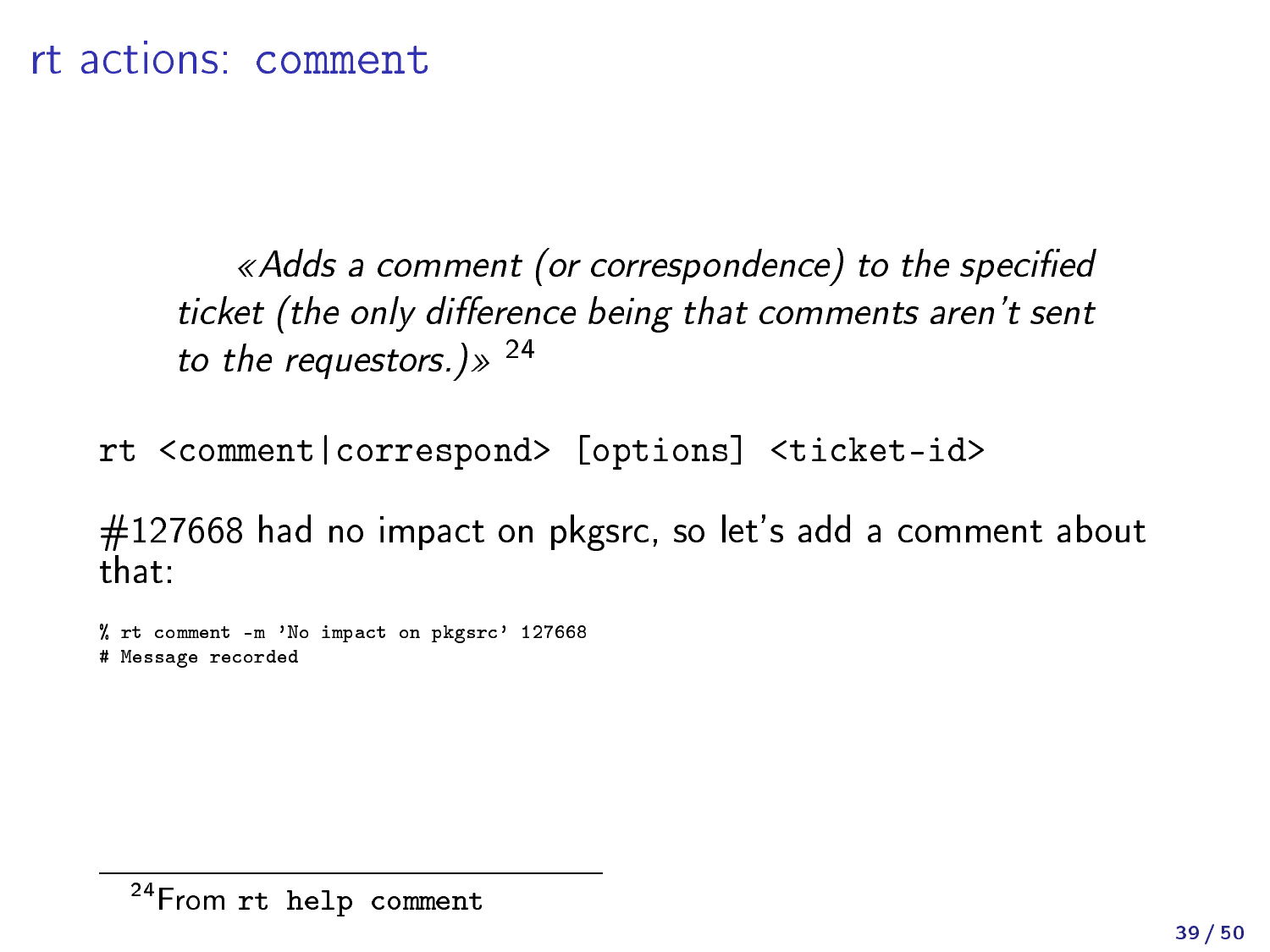# rt actions: comment

> *«Adds a comment (or correspondence) to the specified ticket (the only difference being that comments aren't sent to the requestors.)»* [24]

```
rt <comment|correspond> [options] <ticket-id>
```

#127668 had no impact on pkgsrc, so let's add a comment about that:

```
% rt comment -m 'No impact on pkgsrc' 127668
# Message recorded
```

[24] From `rt help comment`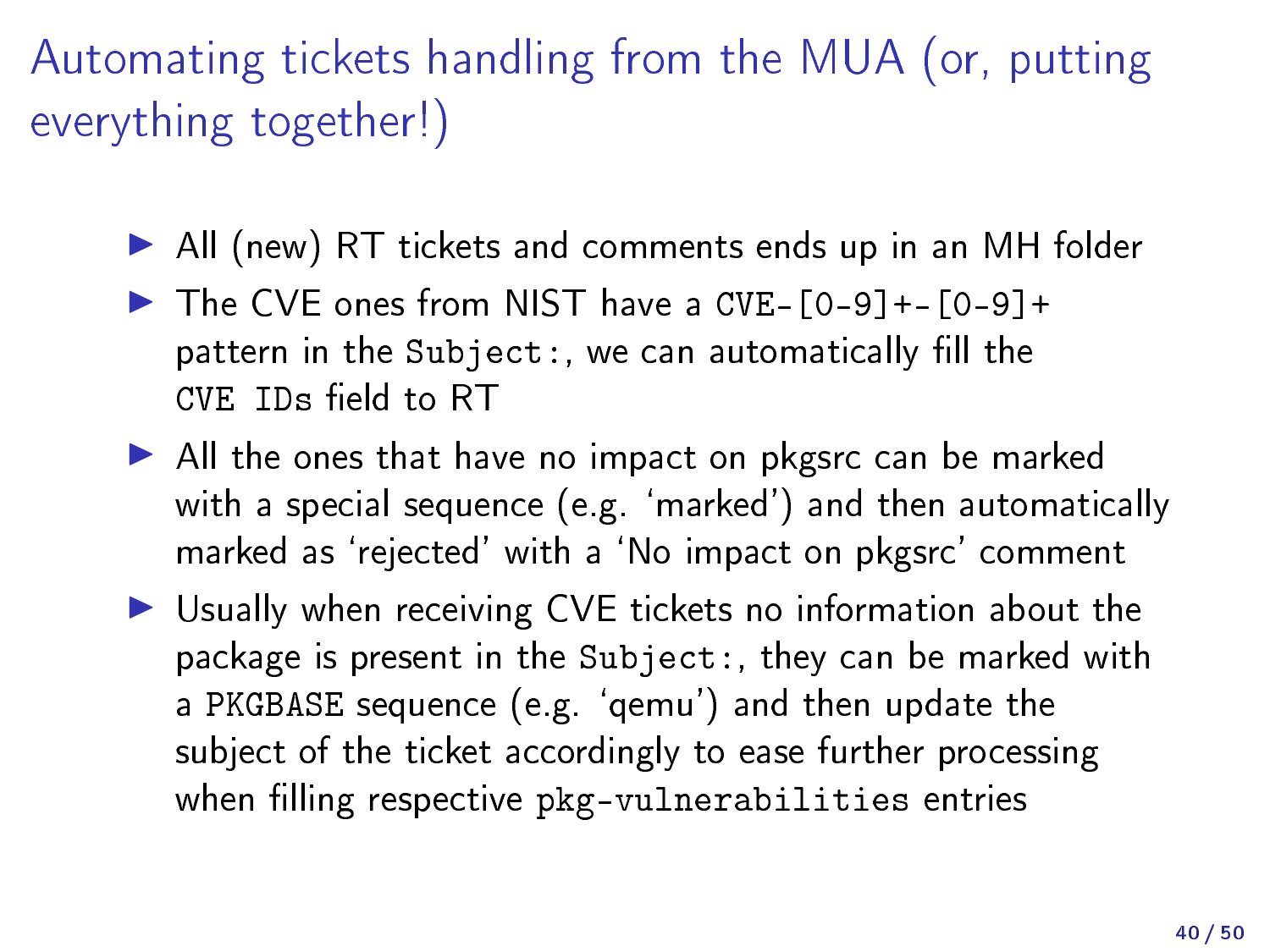# Automating tickets handling from the MUA (or, putting everything together!)

- All (new) RT tickets and comments ends up in an MH folder
- The CVE ones from NIST have a `CVE-[0-9]+-[0-9]+` pattern in the `Subject:`, we can automatically fill the `CVE IDs` field to RT
- All the ones that have no impact on pkgsrc can be marked with a special sequence (e.g. ‘marked’) and then automatically marked as ‘rejected’ with a ‘No impact on pkgsrc’ comment
- Usually when receiving CVE tickets no information about the package is present in the `Subject:`, they can be marked with a `PKGBASE` sequence (e.g. ‘qemu’) and then update the subject of the ticket accordingly to ease further processing when filling respective `pkg-vulnerabilities` entries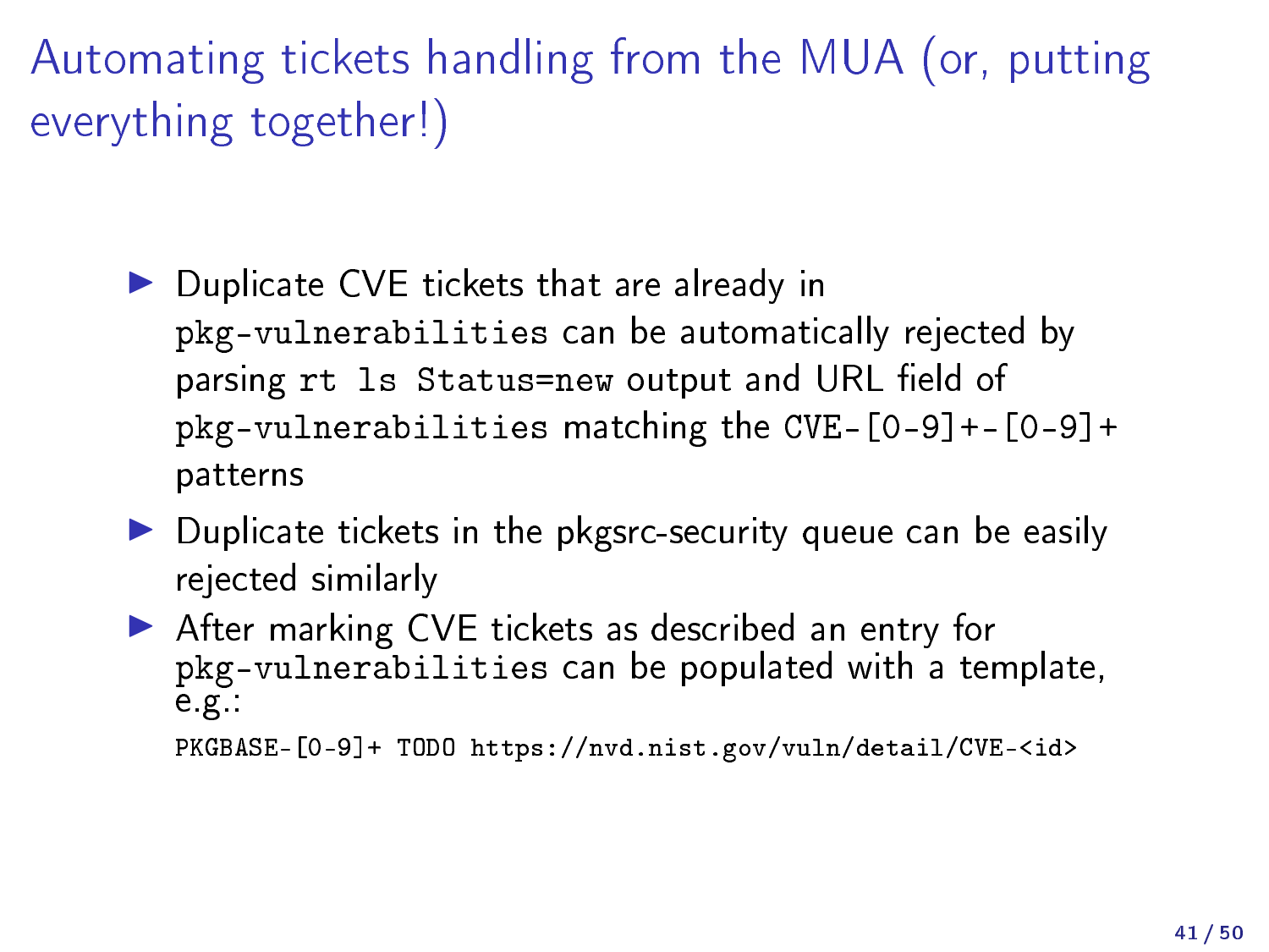# Automating tickets handling from the MUA (or, putting everything together!)

- Duplicate CVE tickets that are already in `pkg-vulnerabilities` can be automatically rejected by parsing `rt ls Status=new` output and URL field of `pkg-vulnerabilities` matching the `CVE-[0-9]+-[0-9]+` patterns
- Duplicate tickets in the pkgsrc-security queue can be easily rejected similarly
- After marking CVE tickets as described an entry for `pkg-vulnerabilities` can be populated with a template, e.g.:

```
PKGBASE-[0-9]+ TODO https://nvd.nist.gov/vuln/detail/CVE-<id>
```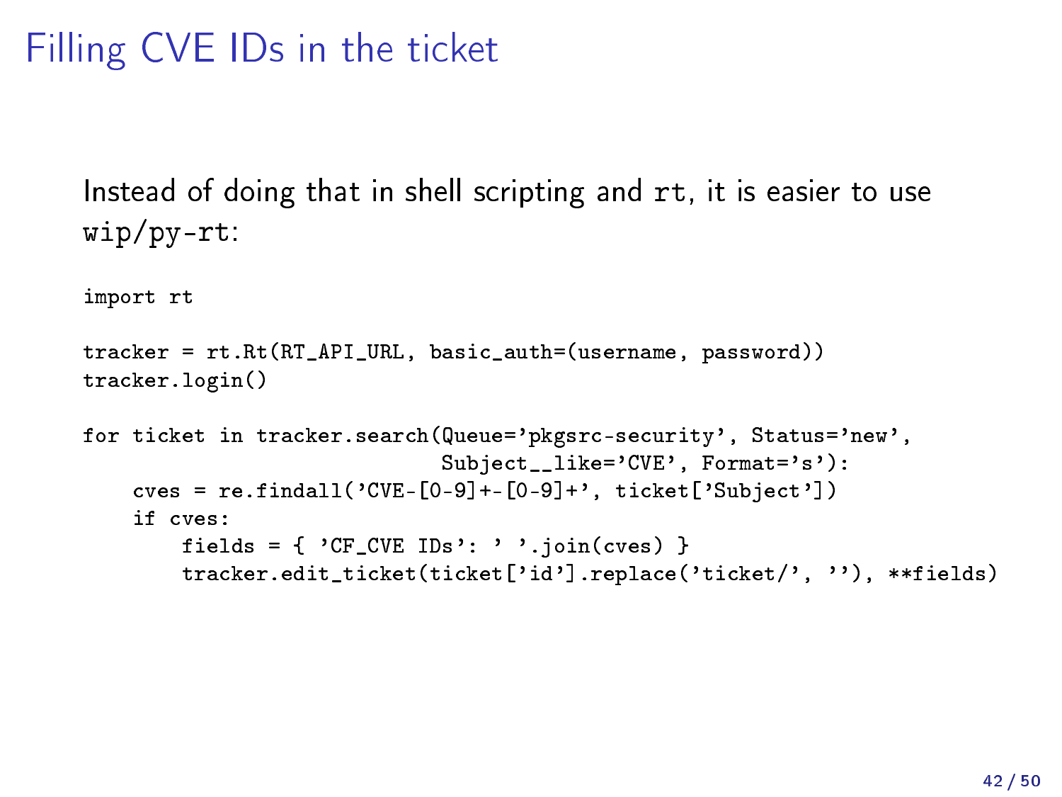# Filling CVE IDs in the ticket

Instead of doing that in shell scripting and `rt`, it is easier to use `wip/py-rt`:

```
import rt

tracker = rt.Rt(RT_API_URL, basic_auth=(username, password))
tracker.login()

for ticket in tracker.search(Queue='pkgsrc-security', Status='new',
                             Subject__like='CVE', Format='s'):
    cves = re.findall('CVE-[0-9]+-[0-9]+', ticket['Subject'])
    if cves:
        fields = { 'CF_CVE IDs': ' '.join(cves) }
        tracker.edit_ticket(ticket['id'].replace('ticket/', ''), **fields)
```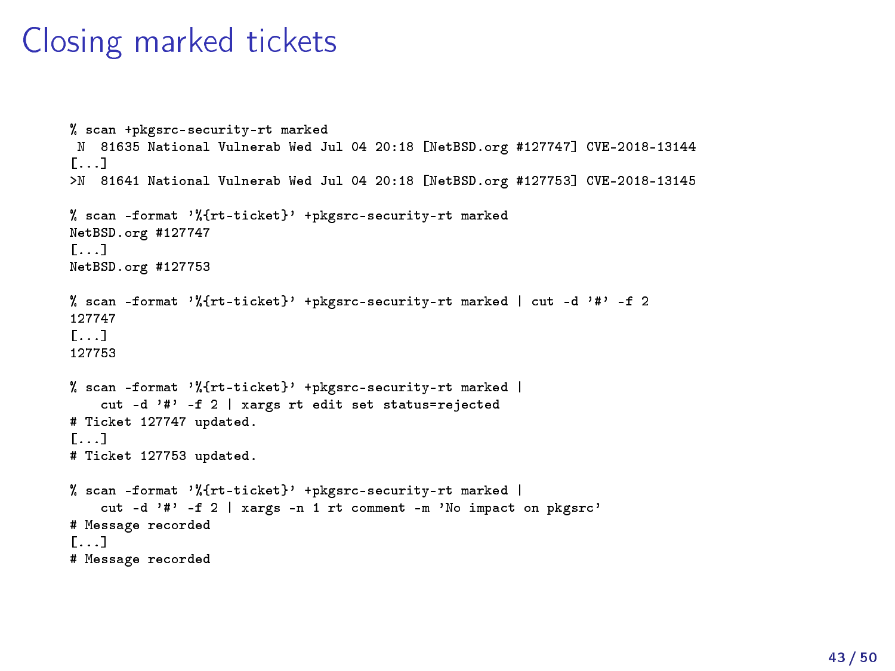# Closing marked tickets

```
% scan +pkgsrc-security-rt marked
 N  81635 National Vulnerab Wed Jul 04 20:18 [NetBSD.org #127747] CVE-2018-13144
[...]
>N  81641 National Vulnerab Wed Jul 04 20:18 [NetBSD.org #127753] CVE-2018-13145

% scan -format '%{rt-ticket}' +pkgsrc-security-rt marked
NetBSD.org #127747
[...]
NetBSD.org #127753

% scan -format '%{rt-ticket}' +pkgsrc-security-rt marked | cut -d '#' -f 2
127747
[...]
127753

% scan -format '%{rt-ticket}' +pkgsrc-security-rt marked |
    cut -d '#' -f 2 | xargs rt edit set status=rejected
# Ticket 127747 updated.
[...]
# Ticket 127753 updated.

% scan -format '%{rt-ticket}' +pkgsrc-security-rt marked |
    cut -d '#' -f 2 | xargs -n 1 rt comment -m 'No impact on pkgsrc'
# Message recorded
[...]
# Message recorded
```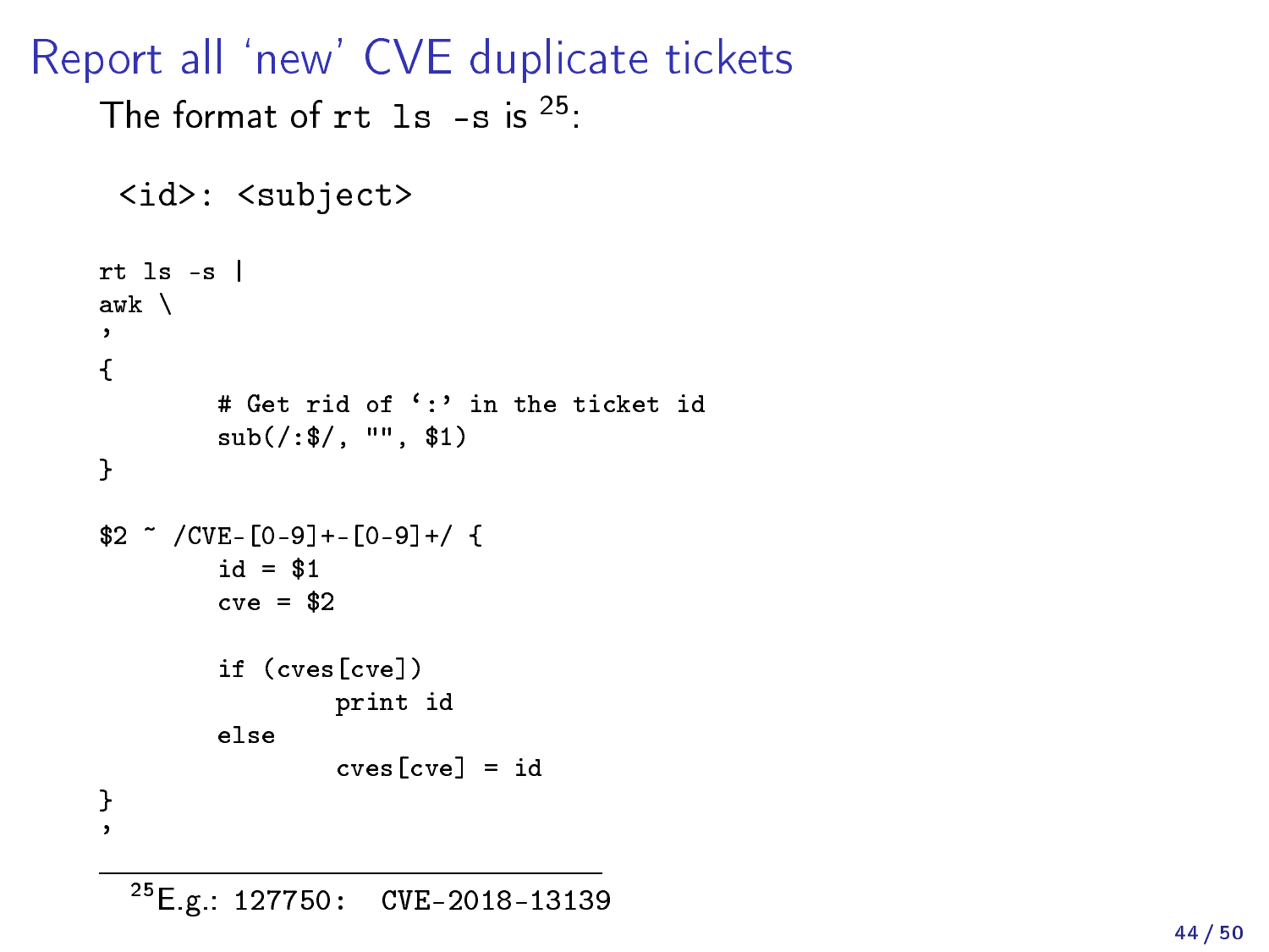# Report all 'new' CVE duplicate tickets

The format of `rt ls -s` is [25]:

```
<id>: <subject>
```

```
rt ls -s |
awk \
'
{
        # Get rid of ':' in the ticket id
        sub(/:$/, "", $1)
}

$2 ~ /CVE-[0-9]+-[0-9]+/ {
        id = $1
        cve = $2

        if (cves[cve])
                print id
        else
                cves[cve] = id
}
'
```

[25] E.g.: `127750: CVE-2018-13139`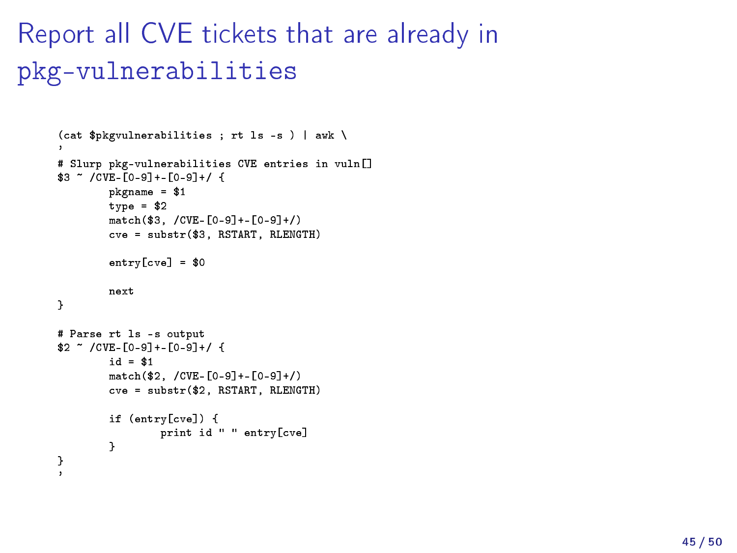# Report all CVE tickets that are already in `pkg-vulnerabilities`

```
(cat $pkgvulnerabilities ; rt ls -s ) | awk \
'
# Slurp pkg-vulnerabilities CVE entries in vuln[]
$3 ~ /CVE-[0-9]+-[0-9]+/ {
        pkgname = $1
        type = $2
        match($3, /CVE-[0-9]+-[0-9]+/)
        cve = substr($3, RSTART, RLENGTH)

        entry[cve] = $0

        next
}

# Parse rt ls -s output
$2 ~ /CVE-[0-9]+-[0-9]+/ {
        id = $1
        match($2, /CVE-[0-9]+-[0-9]+/)
        cve = substr($2, RSTART, RLENGTH)

        if (entry[cve]) {
                print id " " entry[cve]
        }
}
'
```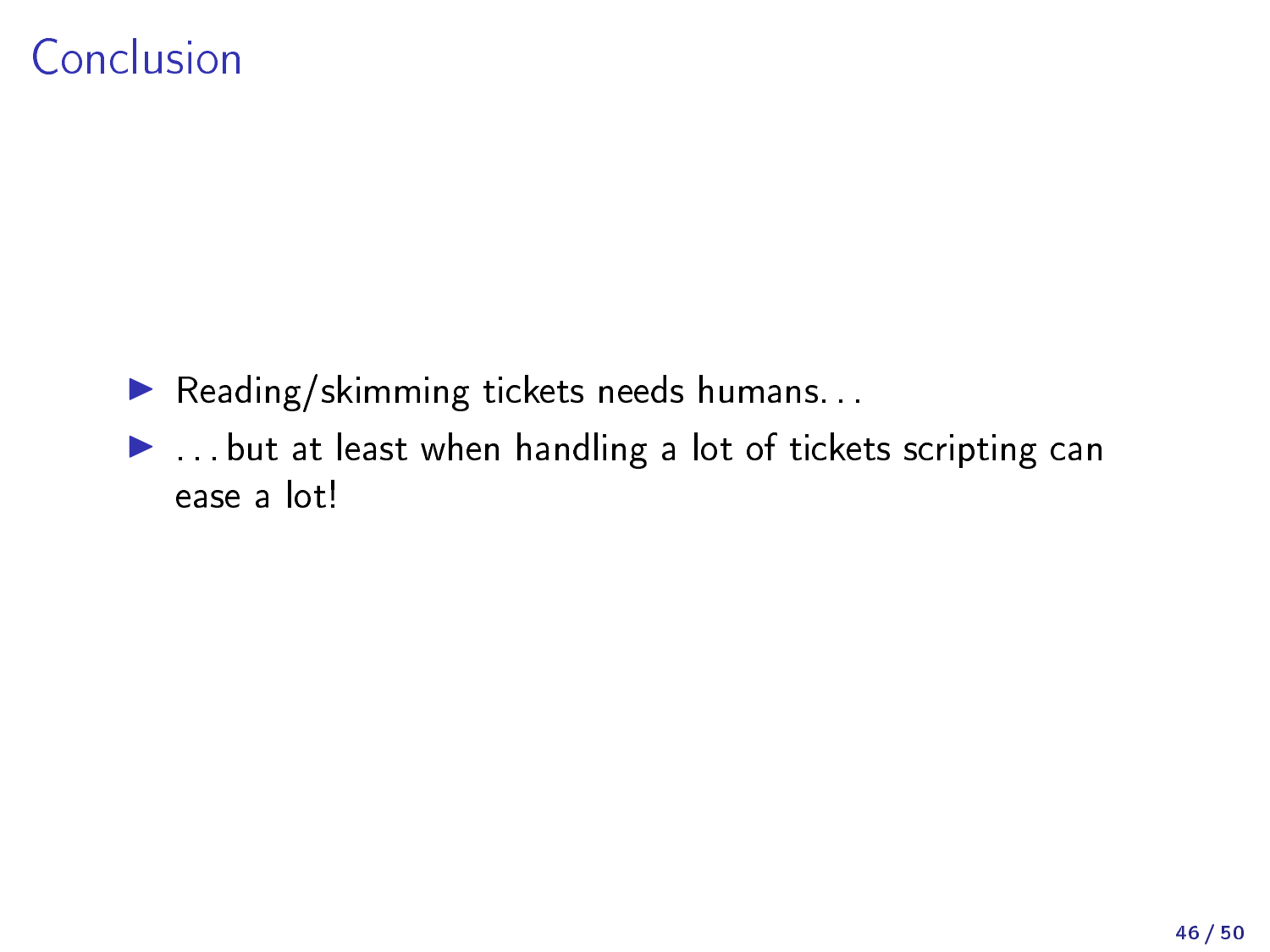# Conclusion

- Reading/skimming tickets needs humans…
- …but at least when handling a lot of tickets scripting can ease a lot!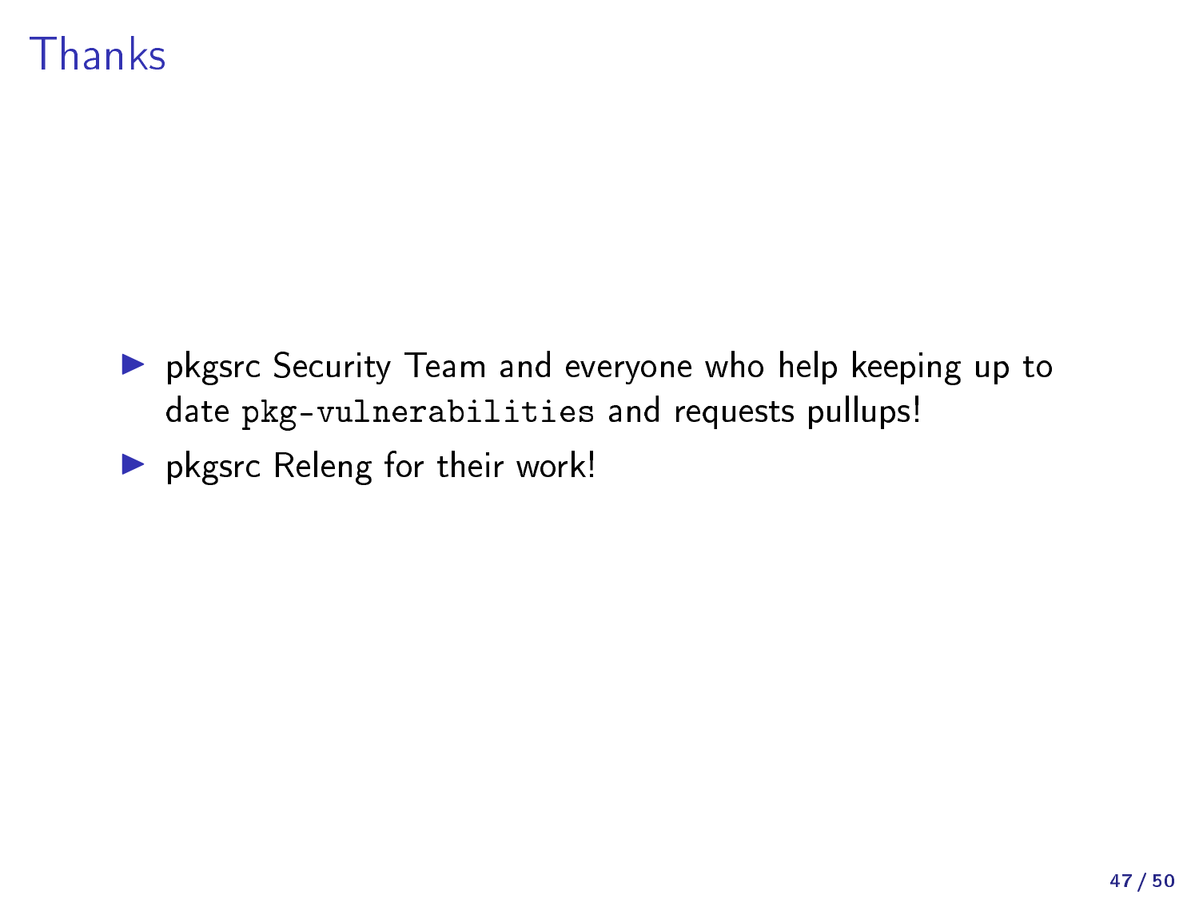# Thanks

- pkgsrc Security Team and everyone who help keeping up to date `pkg-vulnerabilities` and requests pullups!
- pkgsrc Releng for their work!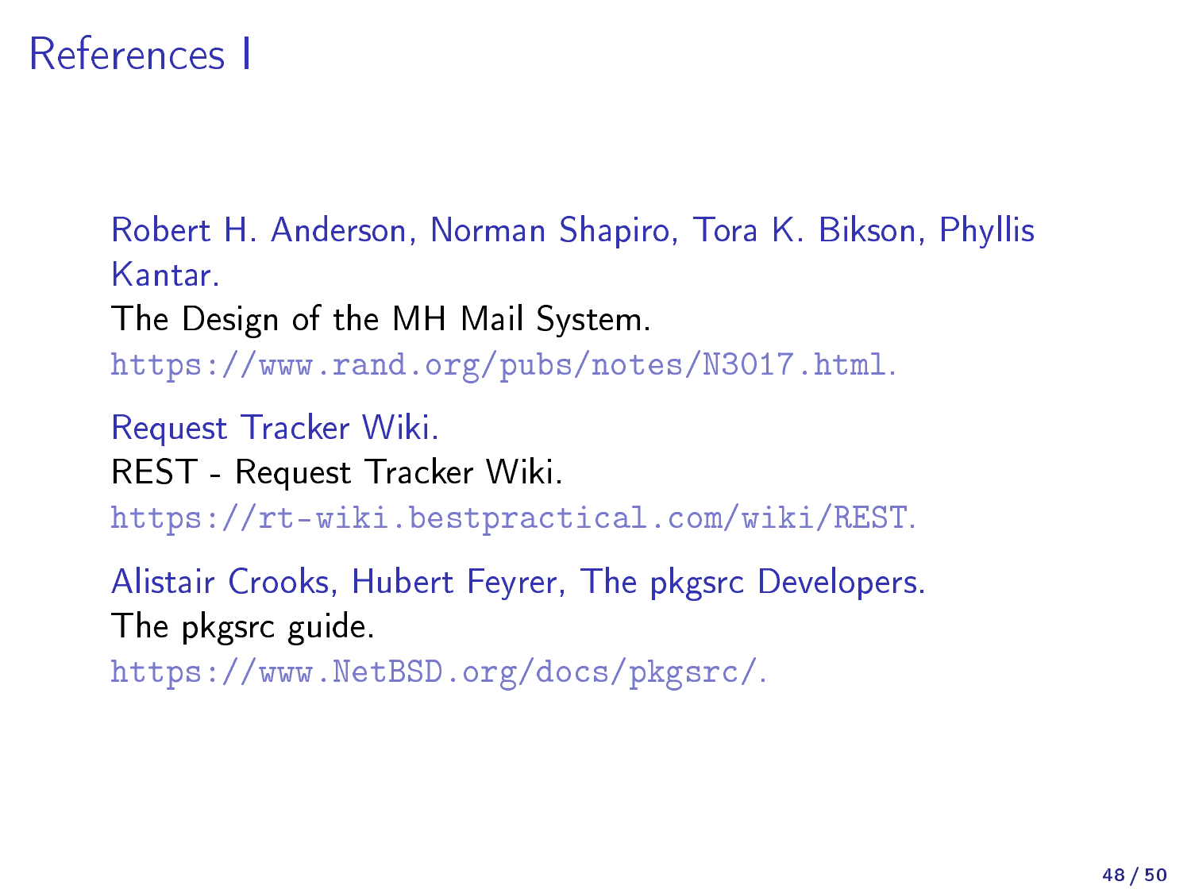# References I

Robert H. Anderson, Norman Shapiro, Tora K. Bikson, Phyllis Kantar.
The Design of the MH Mail System.
https://www.rand.org/pubs/notes/N3017.html.

Request Tracker Wiki.
REST - Request Tracker Wiki.
https://rt-wiki.bestpractical.com/wiki/REST.

Alistair Crooks, Hubert Feyrer, The pkgsrc Developers.
The pkgsrc guide.
https://www.NetBSD.org/docs/pkgsrc/.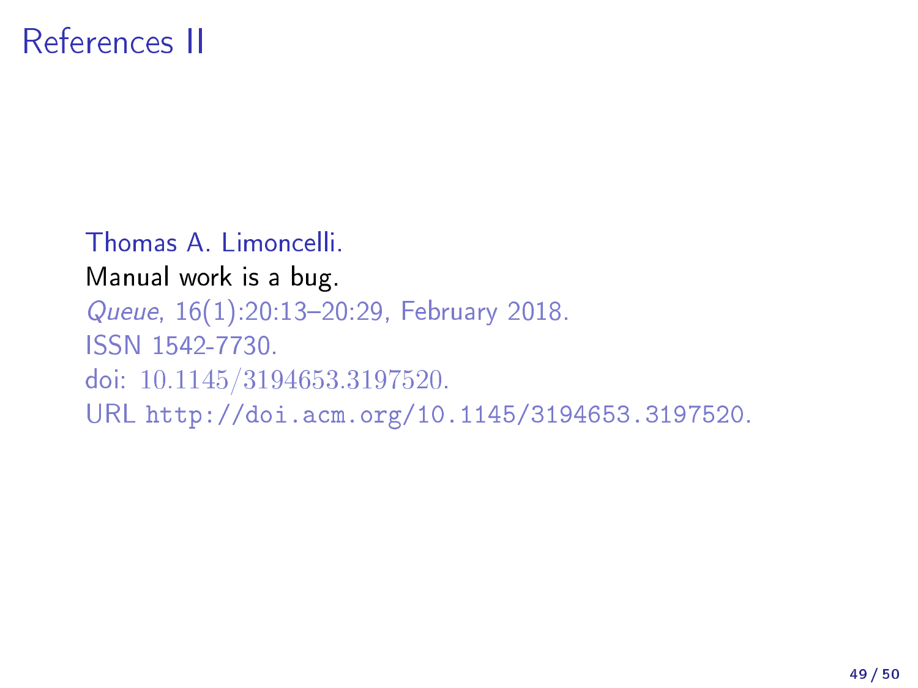# References II

Thomas A. Limoncelli.
Manual work is a bug.
*Queue*, 16(1):20:13–20:29, February 2018.
ISSN 1542-7730.
doi: 10.1145/3194653.3197520.
URL http://doi.acm.org/10.1145/3194653.3197520.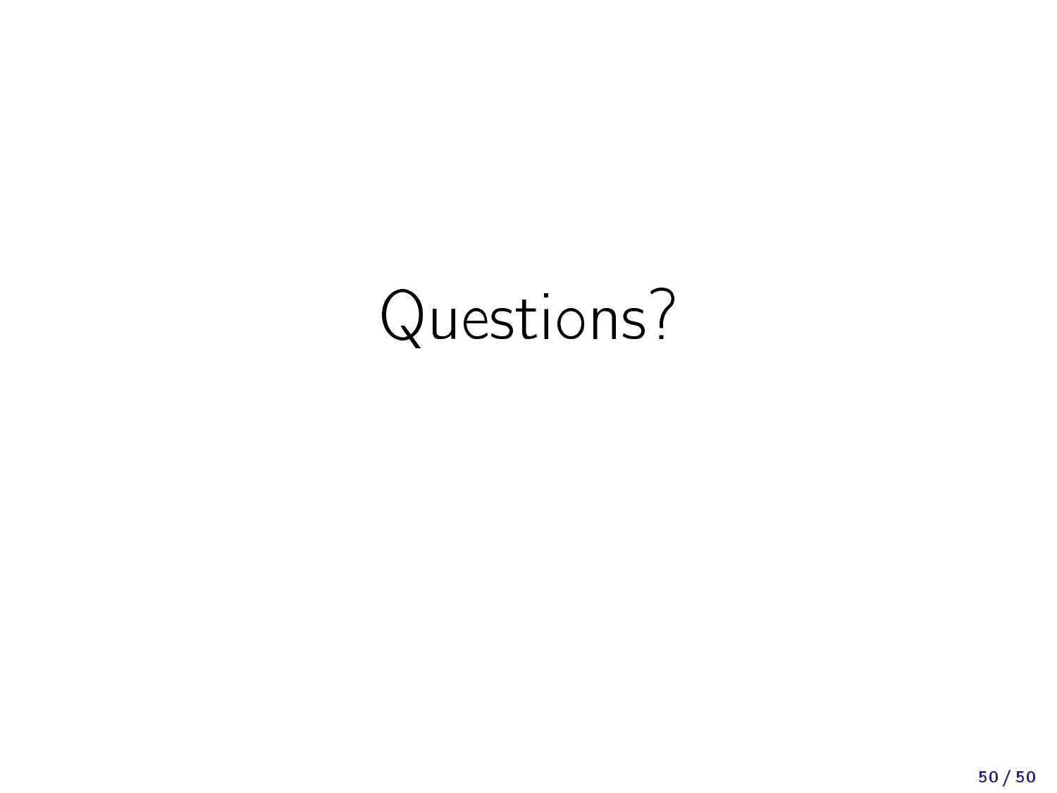Questions?